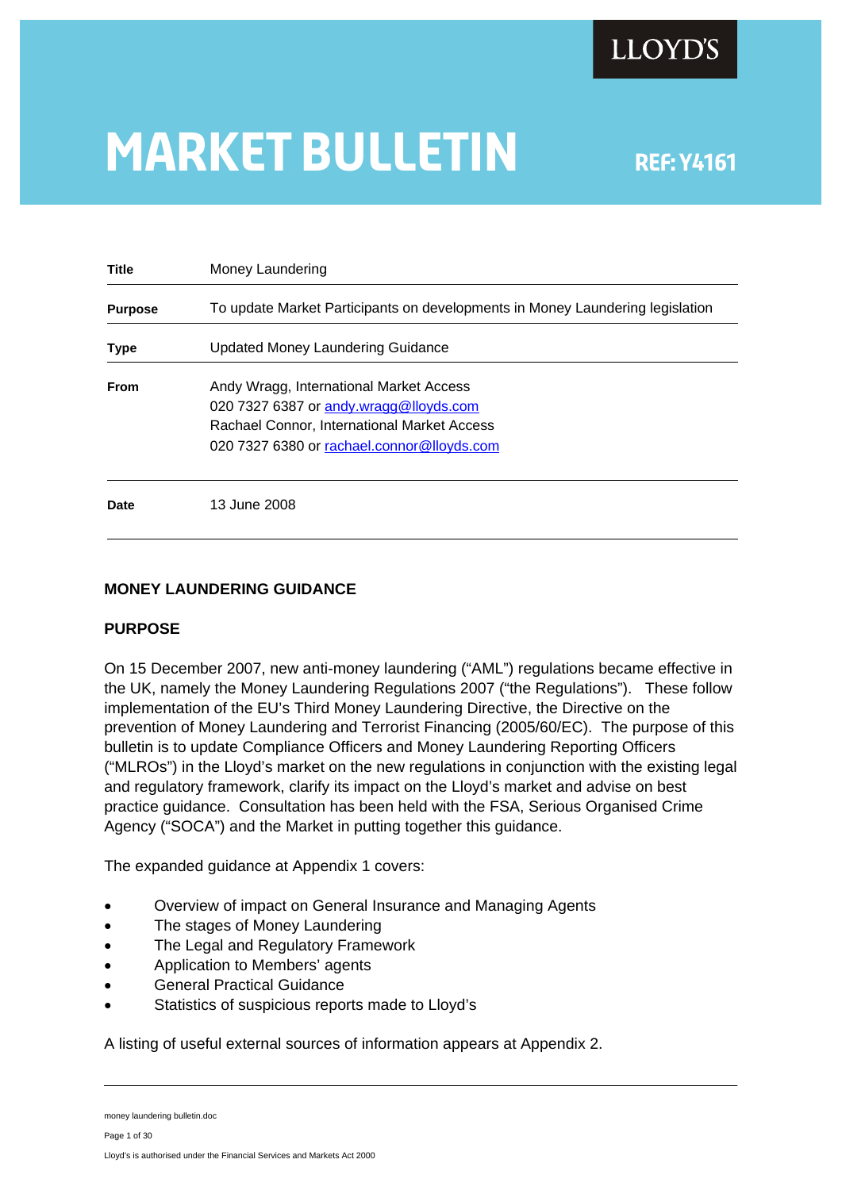LLOYD'S

# MARKET BULLETIN

**REF: Y4161**

| | |
|---|---|
| **Title** | Money Laundering |
| **Purpose** | To update Market Participants on developments in Money Laundering legislation |
| **Type** | Updated Money Laundering Guidance |
| **From** | Andy Wragg, International Market Access<br>020 7327 6387 or andy.wragg@lloyds.com<br>Rachael Connor, International Market Access<br>020 7327 6380 or rachael.connor@lloyds.com |
| **Date** | 13 June 2008 |

## MONEY LAUNDERING GUIDANCE

## PURPOSE

On 15 December 2007, new anti-money laundering ("AML") regulations became effective in the UK, namely the Money Laundering Regulations 2007 ("the Regulations"). These follow implementation of the EU's Third Money Laundering Directive, the Directive on the prevention of Money Laundering and Terrorist Financing (2005/60/EC). The purpose of this bulletin is to update Compliance Officers and Money Laundering Reporting Officers ("MLROs") in the Lloyd's market on the new regulations in conjunction with the existing legal and regulatory framework, clarify its impact on the Lloyd's market and advise on best practice guidance. Consultation has been held with the FSA, Serious Organised Crime Agency ("SOCA") and the Market in putting together this guidance.

The expanded guidance at Appendix 1 covers:

- Overview of impact on General Insurance and Managing Agents
- The stages of Money Laundering
- The Legal and Regulatory Framework
- Application to Members' agents
- General Practical Guidance
- Statistics of suspicious reports made to Lloyd's

A listing of useful external sources of information appears at Appendix 2.

money laundering bulletin.doc

Lloyd's is authorised under the Financial Services and Markets Act 2000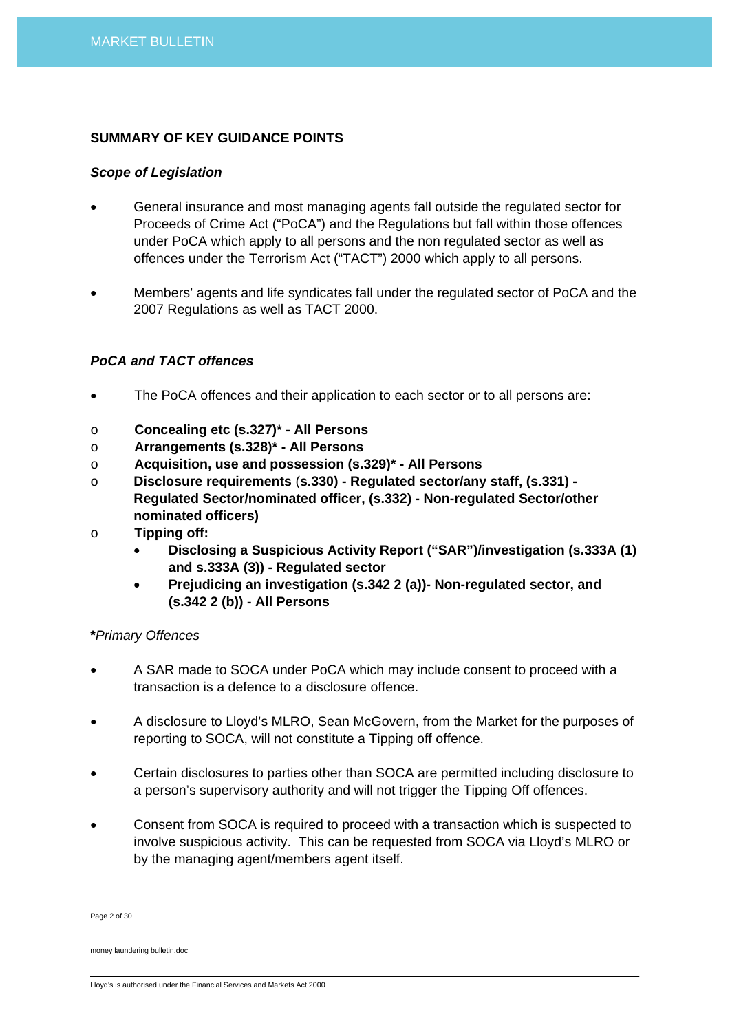**SUMMARY OF KEY GUIDANCE POINTS**

***Scope of Legislation***

- General insurance and most managing agents fall outside the regulated sector for Proceeds of Crime Act ("PoCA") and the Regulations but fall within those offences under PoCA which apply to all persons and the non regulated sector as well as offences under the Terrorism Act ("TACT") 2000 which apply to all persons.

- Members' agents and life syndicates fall under the regulated sector of PoCA and the 2007 Regulations as well as TACT 2000.

***PoCA and TACT offences***

- The PoCA offences and their application to each sector or to all persons are:

    - **Concealing etc (s.327)* - All Persons**
    - **Arrangements (s.328)* - All Persons**
    - **Acquisition, use and possession (s.329)* - All Persons**
    - **Disclosure requirements** (**s.330) - Regulated sector/any staff, (s.331) - Regulated Sector/nominated officer, (s.332) - Non-regulated Sector/other nominated officers)**
    - **Tipping off:**
        - **Disclosing a Suspicious Activity Report ("SAR")/investigation (s.333A (1) and s.333A (3)) - Regulated sector**
        - **Prejudicing an investigation (s.342 2 (a))- Non-regulated sector, and (s.342 2 (b)) - All Persons**

***Primary Offences*

- A SAR made to SOCA under PoCA which may include consent to proceed with a transaction is a defence to a disclosure offence.

- A disclosure to Lloyd's MLRO, Sean McGovern, from the Market for the purposes of reporting to SOCA, will not constitute a Tipping off offence.

- Certain disclosures to parties other than SOCA are permitted including disclosure to a person's supervisory authority and will not trigger the Tipping Off offences.

- Consent from SOCA is required to proceed with a transaction which is suspected to involve suspicious activity. This can be requested from SOCA via Lloyd's MLRO or by the managing agent/members agent itself.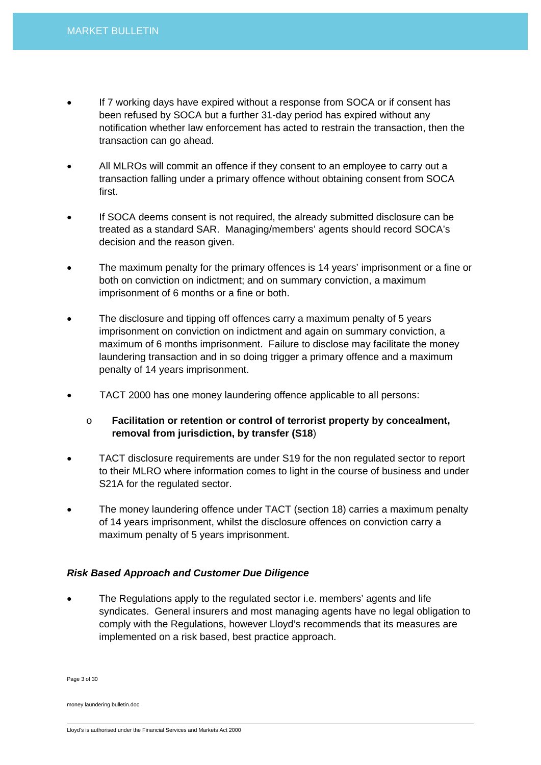- If 7 working days have expired without a response from SOCA or if consent has been refused by SOCA but a further 31-day period has expired without any notification whether law enforcement has acted to restrain the transaction, then the transaction can go ahead.

- All MLROs will commit an offence if they consent to an employee to carry out a transaction falling under a primary offence without obtaining consent from SOCA first.

- If SOCA deems consent is not required, the already submitted disclosure can be treated as a standard SAR. Managing/members' agents should record SOCA's decision and the reason given.

- The maximum penalty for the primary offences is 14 years' imprisonment or a fine or both on conviction on indictment; and on summary conviction, a maximum imprisonment of 6 months or a fine or both.

- The disclosure and tipping off offences carry a maximum penalty of 5 years imprisonment on conviction on indictment and again on summary conviction, a maximum of 6 months imprisonment. Failure to disclose may facilitate the money laundering transaction and in so doing trigger a primary offence and a maximum penalty of 14 years imprisonment.

- TACT 2000 has one money laundering offence applicable to all persons:

  - **Facilitation or retention or control of terrorist property by concealment, removal from jurisdiction, by transfer (S18**)

- TACT disclosure requirements are under S19 for the non regulated sector to report to their MLRO where information comes to light in the course of business and under S21A for the regulated sector.

- The money laundering offence under TACT (section 18) carries a maximum penalty of 14 years imprisonment, whilst the disclosure offences on conviction carry a maximum penalty of 5 years imprisonment.

### ***Risk Based Approach and Customer Due Diligence***

- The Regulations apply to the regulated sector i.e. members' agents and life syndicates. General insurers and most managing agents have no legal obligation to comply with the Regulations, however Lloyd's recommends that its measures are implemented on a risk based, best practice approach.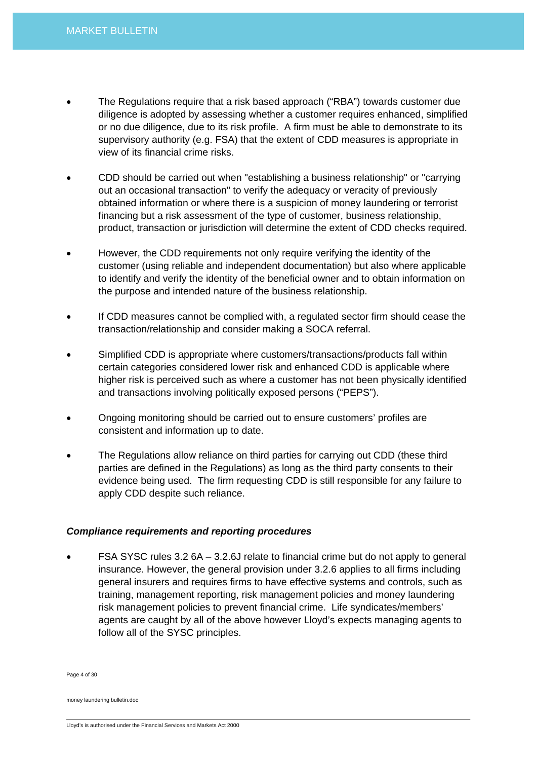- The Regulations require that a risk based approach ("RBA") towards customer due diligence is adopted by assessing whether a customer requires enhanced, simplified or no due diligence, due to its risk profile. A firm must be able to demonstrate to its supervisory authority (e.g. FSA) that the extent of CDD measures is appropriate in view of its financial crime risks.

- CDD should be carried out when "establishing a business relationship" or "carrying out an occasional transaction" to verify the adequacy or veracity of previously obtained information or where there is a suspicion of money laundering or terrorist financing but a risk assessment of the type of customer, business relationship, product, transaction or jurisdiction will determine the extent of CDD checks required.

- However, the CDD requirements not only require verifying the identity of the customer (using reliable and independent documentation) but also where applicable to identify and verify the identity of the beneficial owner and to obtain information on the purpose and intended nature of the business relationship.

- If CDD measures cannot be complied with, a regulated sector firm should cease the transaction/relationship and consider making a SOCA referral.

- Simplified CDD is appropriate where customers/transactions/products fall within certain categories considered lower risk and enhanced CDD is applicable where higher risk is perceived such as where a customer has not been physically identified and transactions involving politically exposed persons ("PEPS").

- Ongoing monitoring should be carried out to ensure customers' profiles are consistent and information up to date.

- The Regulations allow reliance on third parties for carrying out CDD (these third parties are defined in the Regulations) as long as the third party consents to their evidence being used. The firm requesting CDD is still responsible for any failure to apply CDD despite such reliance.

### *Compliance requirements and reporting procedures*

- FSA SYSC rules 3.2 6A – 3.2.6J relate to financial crime but do not apply to general insurance. However, the general provision under 3.2.6 applies to all firms including general insurers and requires firms to have effective systems and controls, such as training, management reporting, risk management policies and money laundering risk management policies to prevent financial crime. Life syndicates/members' agents are caught by all of the above however Lloyd's expects managing agents to follow all of the SYSC principles.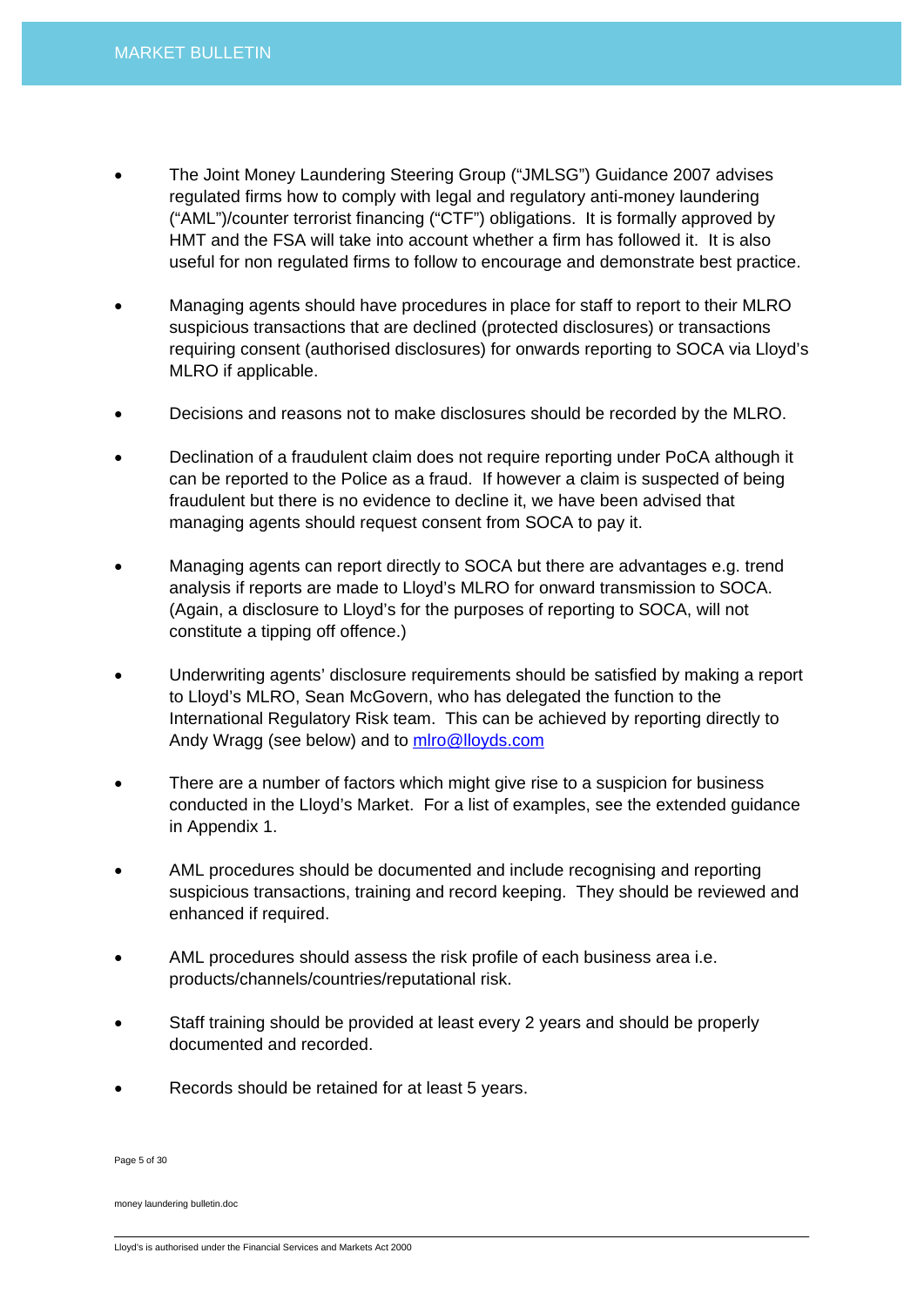- The Joint Money Laundering Steering Group ("JMLSG") Guidance 2007 advises regulated firms how to comply with legal and regulatory anti-money laundering ("AML")/counter terrorist financing ("CTF") obligations. It is formally approved by HMT and the FSA will take into account whether a firm has followed it. It is also useful for non regulated firms to follow to encourage and demonstrate best practice.

- Managing agents should have procedures in place for staff to report to their MLRO suspicious transactions that are declined (protected disclosures) or transactions requiring consent (authorised disclosures) for onwards reporting to SOCA via Lloyd's MLRO if applicable.

- Decisions and reasons not to make disclosures should be recorded by the MLRO.

- Declination of a fraudulent claim does not require reporting under PoCA although it can be reported to the Police as a fraud. If however a claim is suspected of being fraudulent but there is no evidence to decline it, we have been advised that managing agents should request consent from SOCA to pay it.

- Managing agents can report directly to SOCA but there are advantages e.g. trend analysis if reports are made to Lloyd's MLRO for onward transmission to SOCA. (Again, a disclosure to Lloyd's for the purposes of reporting to SOCA, will not constitute a tipping off offence.)

- Underwriting agents' disclosure requirements should be satisfied by making a report to Lloyd's MLRO, Sean McGovern, who has delegated the function to the International Regulatory Risk team. This can be achieved by reporting directly to Andy Wragg (see below) and to mlro@lloyds.com

- There are a number of factors which might give rise to a suspicion for business conducted in the Lloyd's Market. For a list of examples, see the extended guidance in Appendix 1.

- AML procedures should be documented and include recognising and reporting suspicious transactions, training and record keeping. They should be reviewed and enhanced if required.

- AML procedures should assess the risk profile of each business area i.e. products/channels/countries/reputational risk.

- Staff training should be provided at least every 2 years and should be properly documented and recorded.

- Records should be retained for at least 5 years.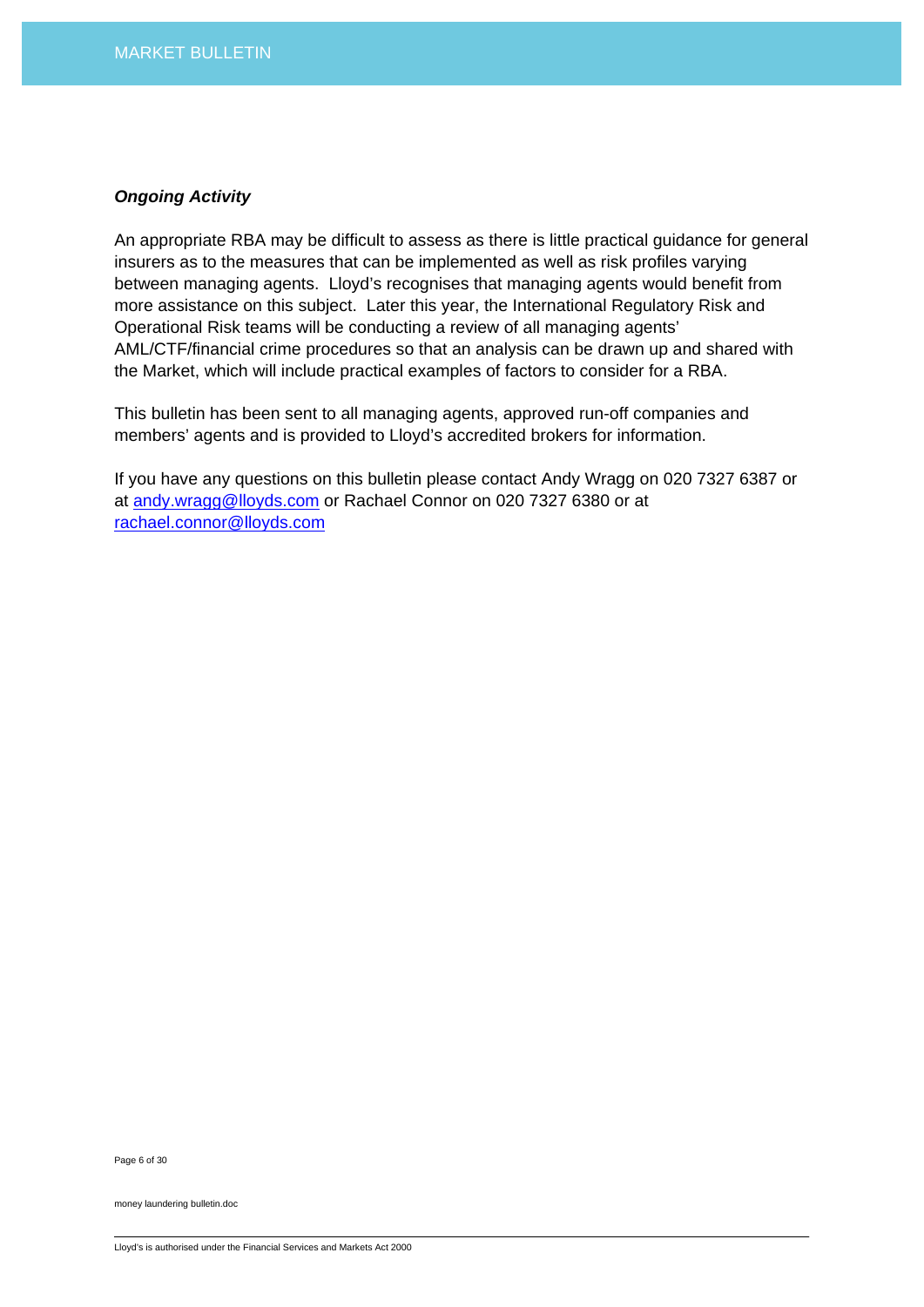***Ongoing Activity***

An appropriate RBA may be difficult to assess as there is little practical guidance for general insurers as to the measures that can be implemented as well as risk profiles varying between managing agents. Lloyd's recognises that managing agents would benefit from more assistance on this subject. Later this year, the International Regulatory Risk and Operational Risk teams will be conducting a review of all managing agents' AML/CTF/financial crime procedures so that an analysis can be drawn up and shared with the Market, which will include practical examples of factors to consider for a RBA.

This bulletin has been sent to all managing agents, approved run-off companies and members' agents and is provided to Lloyd's accredited brokers for information.

If you have any questions on this bulletin please contact Andy Wragg on 020 7327 6387 or at andy.wragg@lloyds.com or Rachael Connor on 020 7327 6380 or at rachael.connor@lloyds.com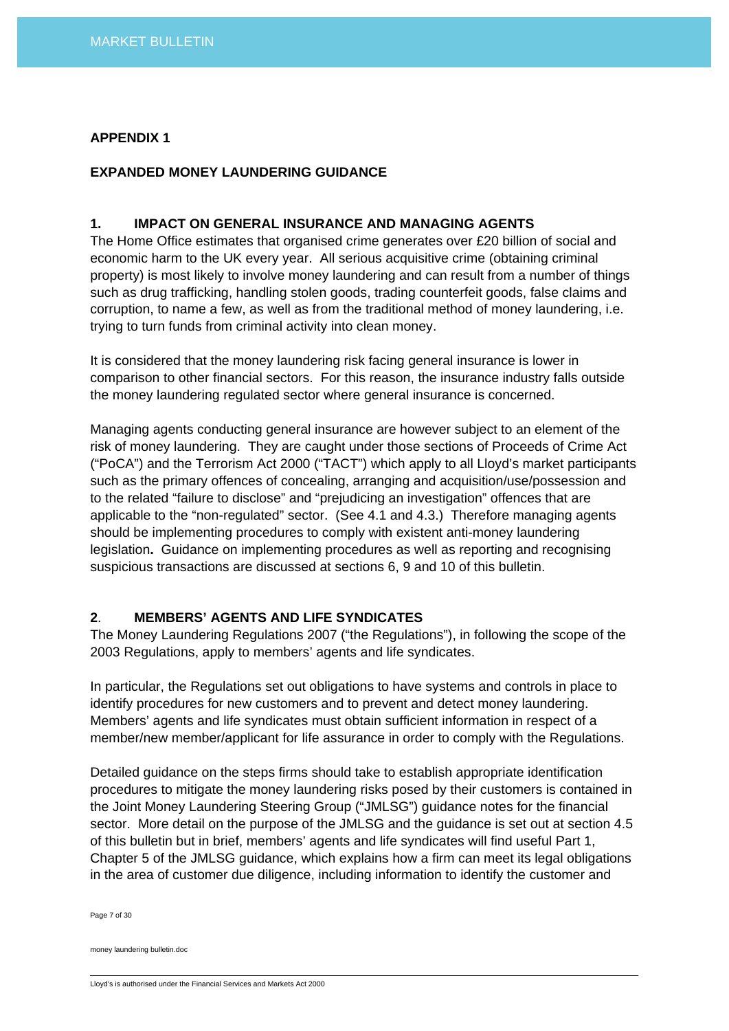## APPENDIX 1

## EXPANDED MONEY LAUNDERING GUIDANCE

### 1. IMPACT ON GENERAL INSURANCE AND MANAGING AGENTS

The Home Office estimates that organised crime generates over £20 billion of social and economic harm to the UK every year. All serious acquisitive crime (obtaining criminal property) is most likely to involve money laundering and can result from a number of things such as drug trafficking, handling stolen goods, trading counterfeit goods, false claims and corruption, to name a few, as well as from the traditional method of money laundering, i.e. trying to turn funds from criminal activity into clean money.

It is considered that the money laundering risk facing general insurance is lower in comparison to other financial sectors. For this reason, the insurance industry falls outside the money laundering regulated sector where general insurance is concerned.

Managing agents conducting general insurance are however subject to an element of the risk of money laundering. They are caught under those sections of Proceeds of Crime Act ("PoCA") and the Terrorism Act 2000 ("TACT") which apply to all Lloyd's market participants such as the primary offences of concealing, arranging and acquisition/use/possession and to the related "failure to disclose" and "prejudicing an investigation" offences that are applicable to the "non-regulated" sector. (See 4.1 and 4.3.) Therefore managing agents should be implementing procedures to comply with existent anti-money laundering legislation**.** Guidance on implementing procedures as well as reporting and recognising suspicious transactions are discussed at sections 6, 9 and 10 of this bulletin.

### 2. MEMBERS' AGENTS AND LIFE SYNDICATES

The Money Laundering Regulations 2007 ("the Regulations"), in following the scope of the 2003 Regulations, apply to members' agents and life syndicates.

In particular, the Regulations set out obligations to have systems and controls in place to identify procedures for new customers and to prevent and detect money laundering. Members' agents and life syndicates must obtain sufficient information in respect of a member/new member/applicant for life assurance in order to comply with the Regulations.

Detailed guidance on the steps firms should take to establish appropriate identification procedures to mitigate the money laundering risks posed by their customers is contained in the Joint Money Laundering Steering Group ("JMLSG") guidance notes for the financial sector. More detail on the purpose of the JMLSG and the guidance is set out at section 4.5 of this bulletin but in brief, members' agents and life syndicates will find useful Part 1, Chapter 5 of the JMLSG guidance, which explains how a firm can meet its legal obligations in the area of customer due diligence, including information to identify the customer and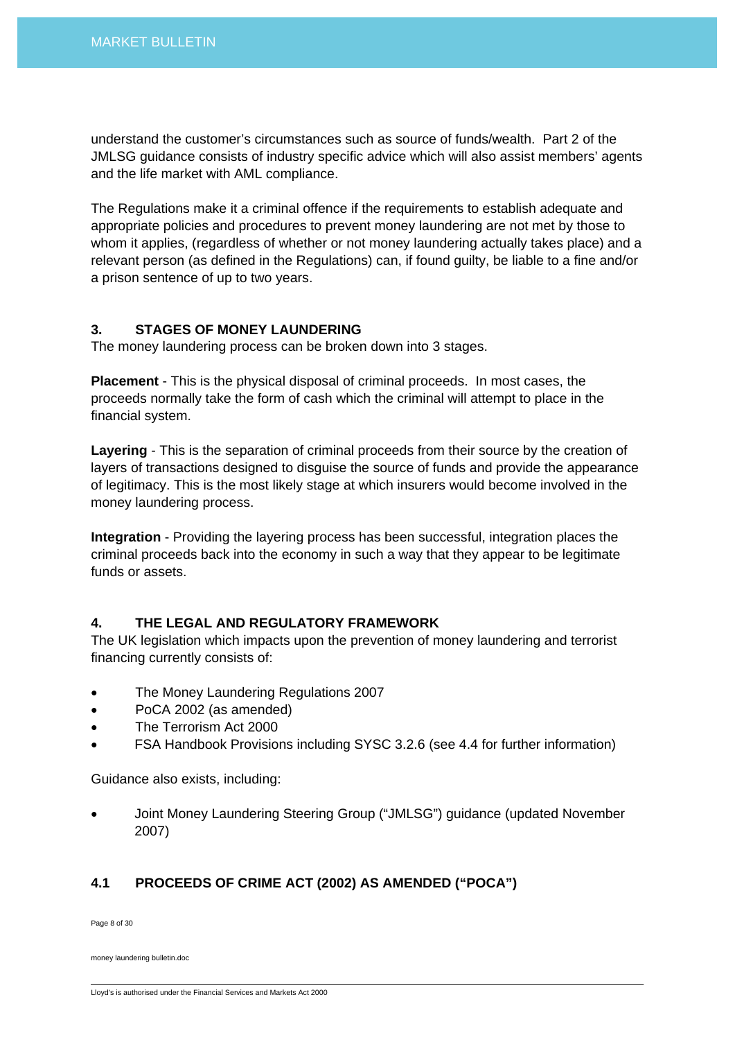understand the customer's circumstances such as source of funds/wealth. Part 2 of the JMLSG guidance consists of industry specific advice which will also assist members' agents and the life market with AML compliance.

The Regulations make it a criminal offence if the requirements to establish adequate and appropriate policies and procedures to prevent money laundering are not met by those to whom it applies, (regardless of whether or not money laundering actually takes place) and a relevant person (as defined in the Regulations) can, if found guilty, be liable to a fine and/or a prison sentence of up to two years.

## 3. STAGES OF MONEY LAUNDERING

The money laundering process can be broken down into 3 stages.

**Placement** - This is the physical disposal of criminal proceeds. In most cases, the proceeds normally take the form of cash which the criminal will attempt to place in the financial system.

**Layering** - This is the separation of criminal proceeds from their source by the creation of layers of transactions designed to disguise the source of funds and provide the appearance of legitimacy. This is the most likely stage at which insurers would become involved in the money laundering process.

**Integration** - Providing the layering process has been successful, integration places the criminal proceeds back into the economy in such a way that they appear to be legitimate funds or assets.

## 4. THE LEGAL AND REGULATORY FRAMEWORK

The UK legislation which impacts upon the prevention of money laundering and terrorist financing currently consists of:

- The Money Laundering Regulations 2007
- PoCA 2002 (as amended)
- The Terrorism Act 2000
- FSA Handbook Provisions including SYSC 3.2.6 (see 4.4 for further information)

Guidance also exists, including:

- Joint Money Laundering Steering Group ("JMLSG") guidance (updated November 2007)

### 4.1 PROCEEDS OF CRIME ACT (2002) AS AMENDED ("POCA")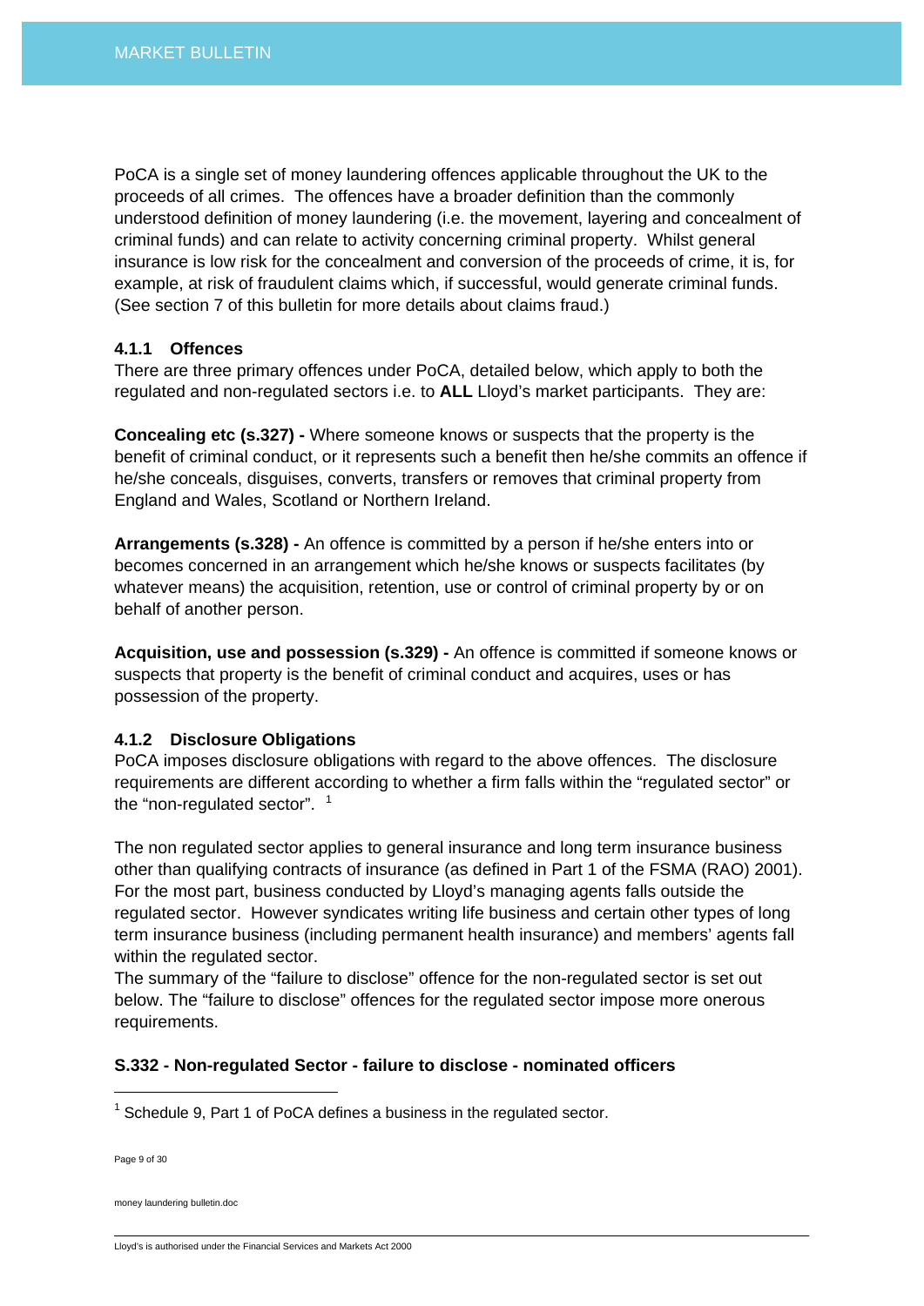PoCA is a single set of money laundering offences applicable throughout the UK to the proceeds of all crimes. The offences have a broader definition than the commonly understood definition of money laundering (i.e. the movement, layering and concealment of criminal funds) and can relate to activity concerning criminal property. Whilst general insurance is low risk for the concealment and conversion of the proceeds of crime, it is, for example, at risk of fraudulent claims which, if successful, would generate criminal funds. (See section 7 of this bulletin for more details about claims fraud.)

### 4.1.1 Offences

There are three primary offences under PoCA, detailed below, which apply to both the regulated and non-regulated sectors i.e. to **ALL** Lloyd's market participants. They are:

**Concealing etc (s.327) -** Where someone knows or suspects that the property is the benefit of criminal conduct, or it represents such a benefit then he/she commits an offence if he/she conceals, disguises, converts, transfers or removes that criminal property from England and Wales, Scotland or Northern Ireland.

**Arrangements (s.328) -** An offence is committed by a person if he/she enters into or becomes concerned in an arrangement which he/she knows or suspects facilitates (by whatever means) the acquisition, retention, use or control of criminal property by or on behalf of another person.

**Acquisition, use and possession (s.329) -** An offence is committed if someone knows or suspects that property is the benefit of criminal conduct and acquires, uses or has possession of the property.

### 4.1.2 Disclosure Obligations

PoCA imposes disclosure obligations with regard to the above offences. The disclosure requirements are different according to whether a firm falls within the "regulated sector" or the "non-regulated sector". [1]

The non regulated sector applies to general insurance and long term insurance business other than qualifying contracts of insurance (as defined in Part 1 of the FSMA (RAO) 2001). For the most part, business conducted by Lloyd's managing agents falls outside the regulated sector. However syndicates writing life business and certain other types of long term insurance business (including permanent health insurance) and members' agents fall within the regulated sector.
The summary of the "failure to disclose" offence for the non-regulated sector is set out below. The "failure to disclose" offences for the regulated sector impose more onerous requirements.

**S.332 - Non-regulated Sector - failure to disclose - nominated officers**

[1] Schedule 9, Part 1 of PoCA defines a business in the regulated sector.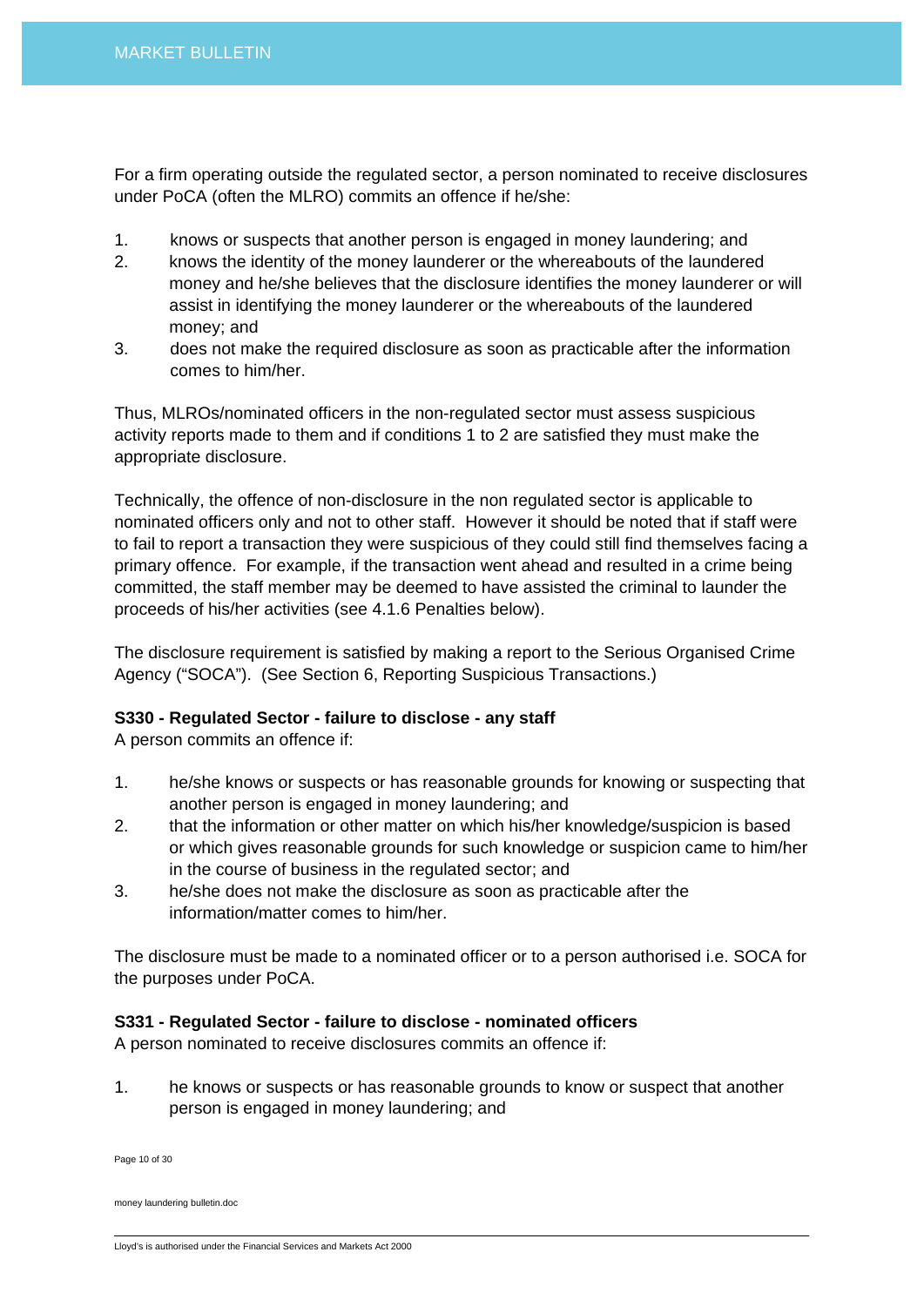For a firm operating outside the regulated sector, a person nominated to receive disclosures under PoCA (often the MLRO) commits an offence if he/she:

1. knows or suspects that another person is engaged in money laundering; and
2. knows the identity of the money launderer or the whereabouts of the laundered money and he/she believes that the disclosure identifies the money launderer or will assist in identifying the money launderer or the whereabouts of the laundered money; and
3. does not make the required disclosure as soon as practicable after the information comes to him/her.

Thus, MLROs/nominated officers in the non-regulated sector must assess suspicious activity reports made to them and if conditions 1 to 2 are satisfied they must make the appropriate disclosure.

Technically, the offence of non-disclosure in the non regulated sector is applicable to nominated officers only and not to other staff. However it should be noted that if staff were to fail to report a transaction they were suspicious of they could still find themselves facing a primary offence. For example, if the transaction went ahead and resulted in a crime being committed, the staff member may be deemed to have assisted the criminal to launder the proceeds of his/her activities (see 4.1.6 Penalties below).

The disclosure requirement is satisfied by making a report to the Serious Organised Crime Agency ("SOCA"). (See Section 6, Reporting Suspicious Transactions.)

**S330 - Regulated Sector - failure to disclose - any staff**

A person commits an offence if:

1. he/she knows or suspects or has reasonable grounds for knowing or suspecting that another person is engaged in money laundering; and
2. that the information or other matter on which his/her knowledge/suspicion is based or which gives reasonable grounds for such knowledge or suspicion came to him/her in the course of business in the regulated sector; and
3. he/she does not make the disclosure as soon as practicable after the information/matter comes to him/her.

The disclosure must be made to a nominated officer or to a person authorised i.e. SOCA for the purposes under PoCA.

**S331 - Regulated Sector - failure to disclose - nominated officers**

A person nominated to receive disclosures commits an offence if:

1. he knows or suspects or has reasonable grounds to know or suspect that another person is engaged in money laundering; and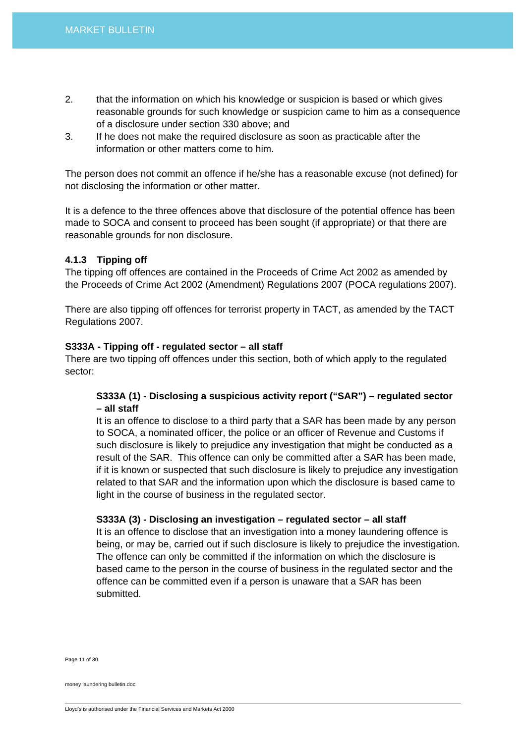2. that the information on which his knowledge or suspicion is based or which gives reasonable grounds for such knowledge or suspicion came to him as a consequence of a disclosure under section 330 above; and
3. If he does not make the required disclosure as soon as practicable after the information or other matters come to him.

The person does not commit an offence if he/she has a reasonable excuse (not defined) for not disclosing the information or other matter.

It is a defence to the three offences above that disclosure of the potential offence has been made to SOCA and consent to proceed has been sought (if appropriate) or that there are reasonable grounds for non disclosure.

#### 4.1.3 Tipping off

The tipping off offences are contained in the Proceeds of Crime Act 2002 as amended by the Proceeds of Crime Act 2002 (Amendment) Regulations 2007 (POCA regulations 2007).

There are also tipping off offences for terrorist property in TACT, as amended by the TACT Regulations 2007.

**S333A - Tipping off - regulated sector – all staff**

There are two tipping off offences under this section, both of which apply to the regulated sector:

> **S333A (1) - Disclosing a suspicious activity report ("SAR") – regulated sector – all staff**
>
> It is an offence to disclose to a third party that a SAR has been made by any person to SOCA, a nominated officer, the police or an officer of Revenue and Customs if such disclosure is likely to prejudice any investigation that might be conducted as a result of the SAR. This offence can only be committed after a SAR has been made, if it is known or suspected that such disclosure is likely to prejudice any investigation related to that SAR and the information upon which the disclosure is based came to light in the course of business in the regulated sector.
>
> **S333A (3) - Disclosing an investigation – regulated sector – all staff**
>
> It is an offence to disclose that an investigation into a money laundering offence is being, or may be, carried out if such disclosure is likely to prejudice the investigation. The offence can only be committed if the information on which the disclosure is based came to the person in the course of business in the regulated sector and the offence can be committed even if a person is unaware that a SAR has been submitted.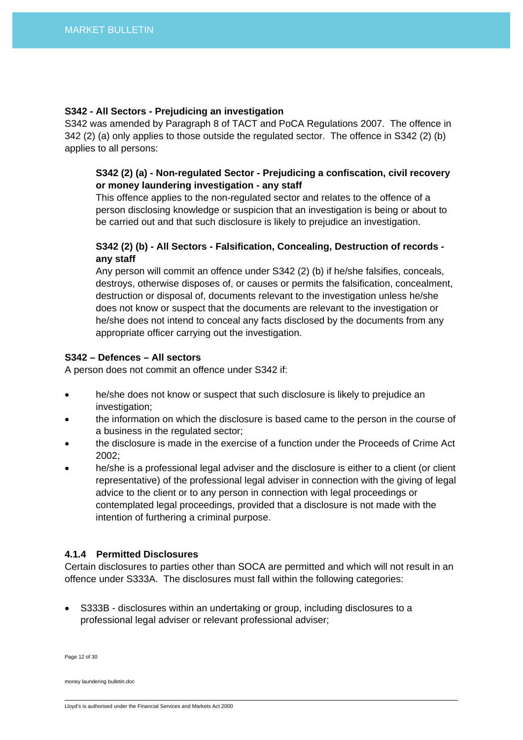**S342 - All Sectors - Prejudicing an investigation**

S342 was amended by Paragraph 8 of TACT and PoCA Regulations 2007. The offence in 342 (2) (a) only applies to those outside the regulated sector. The offence in S342 (2) (b) applies to all persons:

> **S342 (2) (a) - Non-regulated Sector - Prejudicing a confiscation, civil recovery or money laundering investigation - any staff**
>
> This offence applies to the non-regulated sector and relates to the offence of a person disclosing knowledge or suspicion that an investigation is being or about to be carried out and that such disclosure is likely to prejudice an investigation.
>
> **S342 (2) (b) - All Sectors - Falsification, Concealing, Destruction of records - any staff**
>
> Any person will commit an offence under S342 (2) (b) if he/she falsifies, conceals, destroys, otherwise disposes of, or causes or permits the falsification, concealment, destruction or disposal of, documents relevant to the investigation unless he/she does not know or suspect that the documents are relevant to the investigation or he/she does not intend to conceal any facts disclosed by the documents from any appropriate officer carrying out the investigation.

**S342 – Defences – All sectors**

A person does not commit an offence under S342 if:

- he/she does not know or suspect that such disclosure is likely to prejudice an investigation;
- the information on which the disclosure is based came to the person in the course of a business in the regulated sector;
- the disclosure is made in the exercise of a function under the Proceeds of Crime Act 2002;
- he/she is a professional legal adviser and the disclosure is either to a client (or client representative) of the professional legal adviser in connection with the giving of legal advice to the client or to any person in connection with legal proceedings or contemplated legal proceedings, provided that a disclosure is not made with the intention of furthering a criminal purpose.

### 4.1.4 Permitted Disclosures

Certain disclosures to parties other than SOCA are permitted and which will not result in an offence under S333A. The disclosures must fall within the following categories:

- S333B - disclosures within an undertaking or group, including disclosures to a professional legal adviser or relevant professional adviser;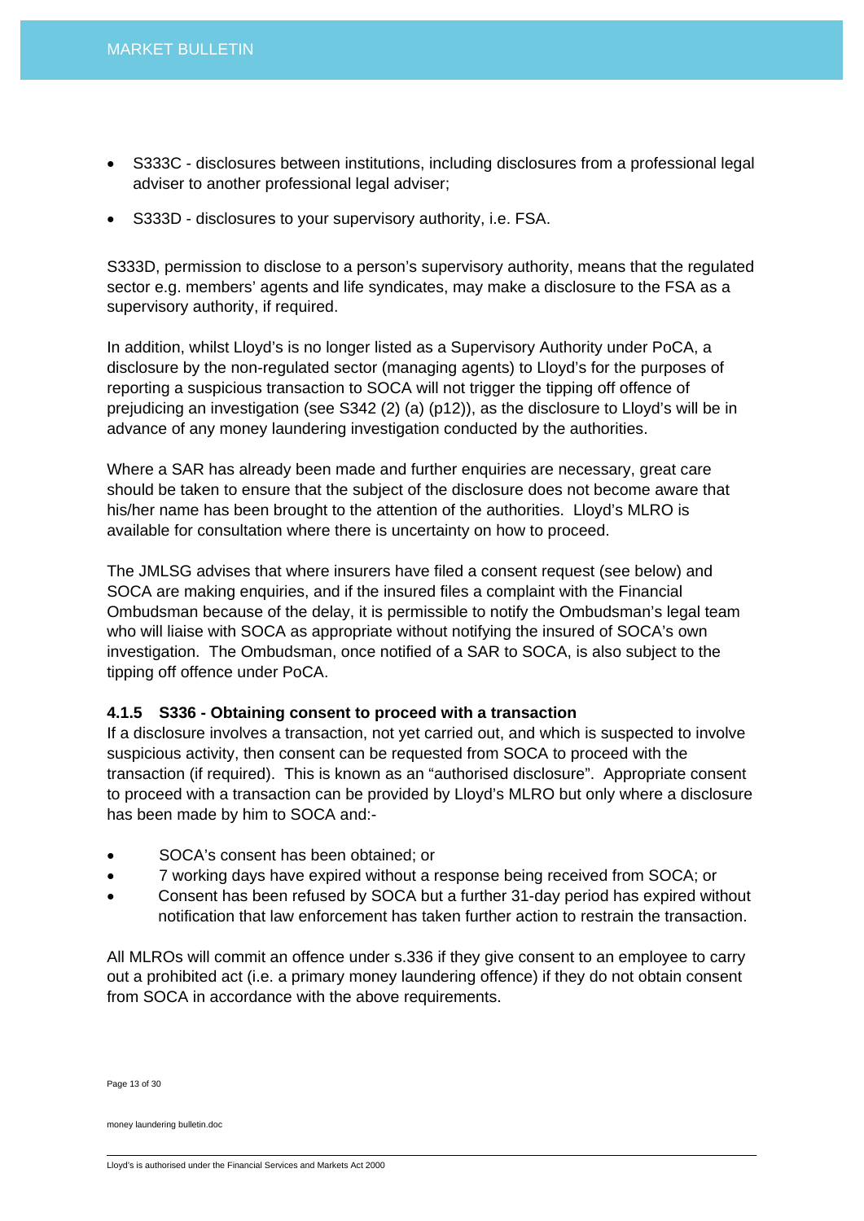- S333C - disclosures between institutions, including disclosures from a professional legal adviser to another professional legal adviser;
- S333D - disclosures to your supervisory authority, i.e. FSA.

S333D, permission to disclose to a person's supervisory authority, means that the regulated sector e.g. members' agents and life syndicates, may make a disclosure to the FSA as a supervisory authority, if required.

In addition, whilst Lloyd's is no longer listed as a Supervisory Authority under PoCA, a disclosure by the non-regulated sector (managing agents) to Lloyd's for the purposes of reporting a suspicious transaction to SOCA will not trigger the tipping off offence of prejudicing an investigation (see S342 (2) (a) (p12)), as the disclosure to Lloyd's will be in advance of any money laundering investigation conducted by the authorities.

Where a SAR has already been made and further enquiries are necessary, great care should be taken to ensure that the subject of the disclosure does not become aware that his/her name has been brought to the attention of the authorities. Lloyd's MLRO is available for consultation where there is uncertainty on how to proceed.

The JMLSG advises that where insurers have filed a consent request (see below) and SOCA are making enquiries, and if the insured files a complaint with the Financial Ombudsman because of the delay, it is permissible to notify the Ombudsman's legal team who will liaise with SOCA as appropriate without notifying the insured of SOCA's own investigation. The Ombudsman, once notified of a SAR to SOCA, is also subject to the tipping off offence under PoCA.

#### 4.1.5 S336 - Obtaining consent to proceed with a transaction

If a disclosure involves a transaction, not yet carried out, and which is suspected to involve suspicious activity, then consent can be requested from SOCA to proceed with the transaction (if required). This is known as an "authorised disclosure". Appropriate consent to proceed with a transaction can be provided by Lloyd's MLRO but only where a disclosure has been made by him to SOCA and:-

- SOCA's consent has been obtained; or
- 7 working days have expired without a response being received from SOCA; or
- Consent has been refused by SOCA but a further 31-day period has expired without notification that law enforcement has taken further action to restrain the transaction.

All MLROs will commit an offence under s.336 if they give consent to an employee to carry out a prohibited act (i.e. a primary money laundering offence) if they do not obtain consent from SOCA in accordance with the above requirements.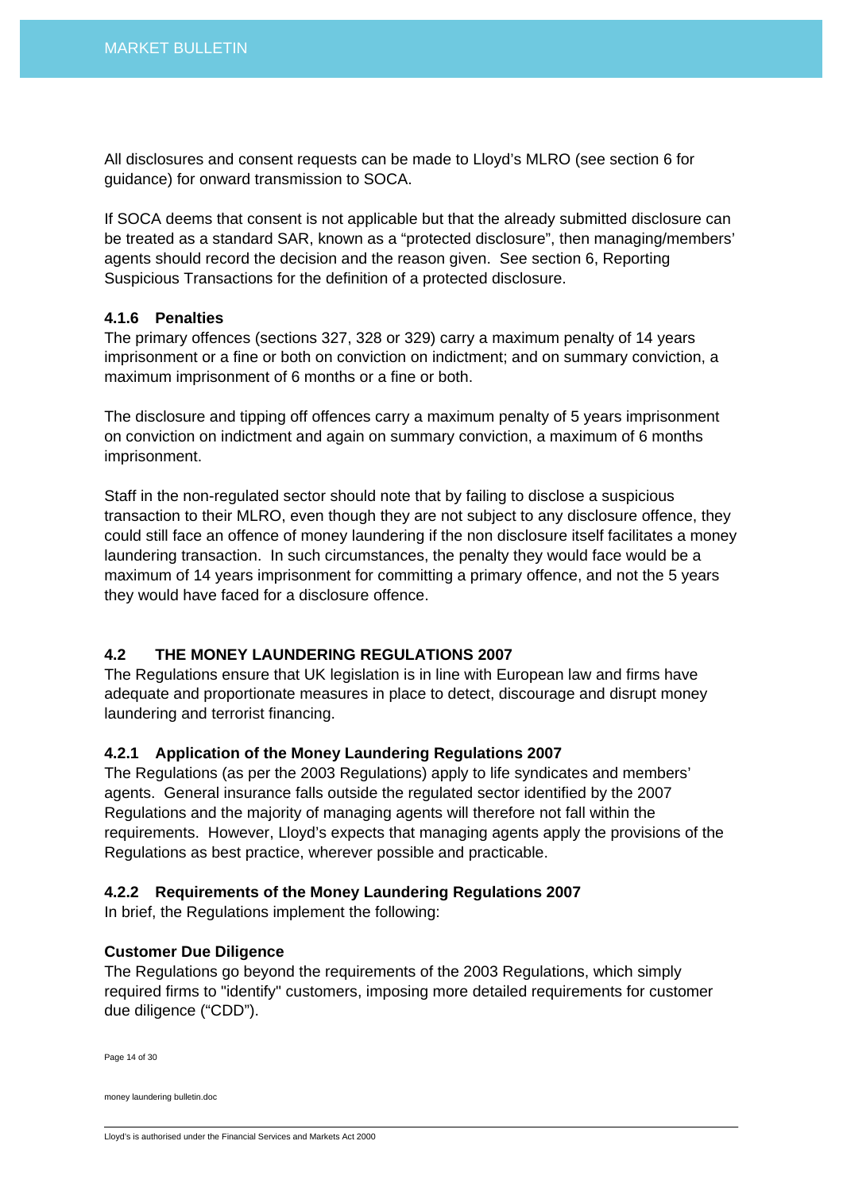All disclosures and consent requests can be made to Lloyd's MLRO (see section 6 for guidance) for onward transmission to SOCA.

If SOCA deems that consent is not applicable but that the already submitted disclosure can be treated as a standard SAR, known as a "protected disclosure", then managing/members' agents should record the decision and the reason given. See section 6, Reporting Suspicious Transactions for the definition of a protected disclosure.

#### 4.1.6 Penalties

The primary offences (sections 327, 328 or 329) carry a maximum penalty of 14 years imprisonment or a fine or both on conviction on indictment; and on summary conviction, a maximum imprisonment of 6 months or a fine or both.

The disclosure and tipping off offences carry a maximum penalty of 5 years imprisonment on conviction on indictment and again on summary conviction, a maximum of 6 months imprisonment.

Staff in the non-regulated sector should note that by failing to disclose a suspicious transaction to their MLRO, even though they are not subject to any disclosure offence, they could still face an offence of money laundering if the non disclosure itself facilitates a money laundering transaction. In such circumstances, the penalty they would face would be a maximum of 14 years imprisonment for committing a primary offence, and not the 5 years they would have faced for a disclosure offence.

### 4.2 THE MONEY LAUNDERING REGULATIONS 2007

The Regulations ensure that UK legislation is in line with European law and firms have adequate and proportionate measures in place to detect, discourage and disrupt money laundering and terrorist financing.

#### 4.2.1 Application of the Money Laundering Regulations 2007

The Regulations (as per the 2003 Regulations) apply to life syndicates and members' agents. General insurance falls outside the regulated sector identified by the 2007 Regulations and the majority of managing agents will therefore not fall within the requirements. However, Lloyd's expects that managing agents apply the provisions of the Regulations as best practice, wherever possible and practicable.

#### 4.2.2 Requirements of the Money Laundering Regulations 2007

In brief, the Regulations implement the following:

**Customer Due Diligence**

The Regulations go beyond the requirements of the 2003 Regulations, which simply required firms to "identify" customers, imposing more detailed requirements for customer due diligence ("CDD").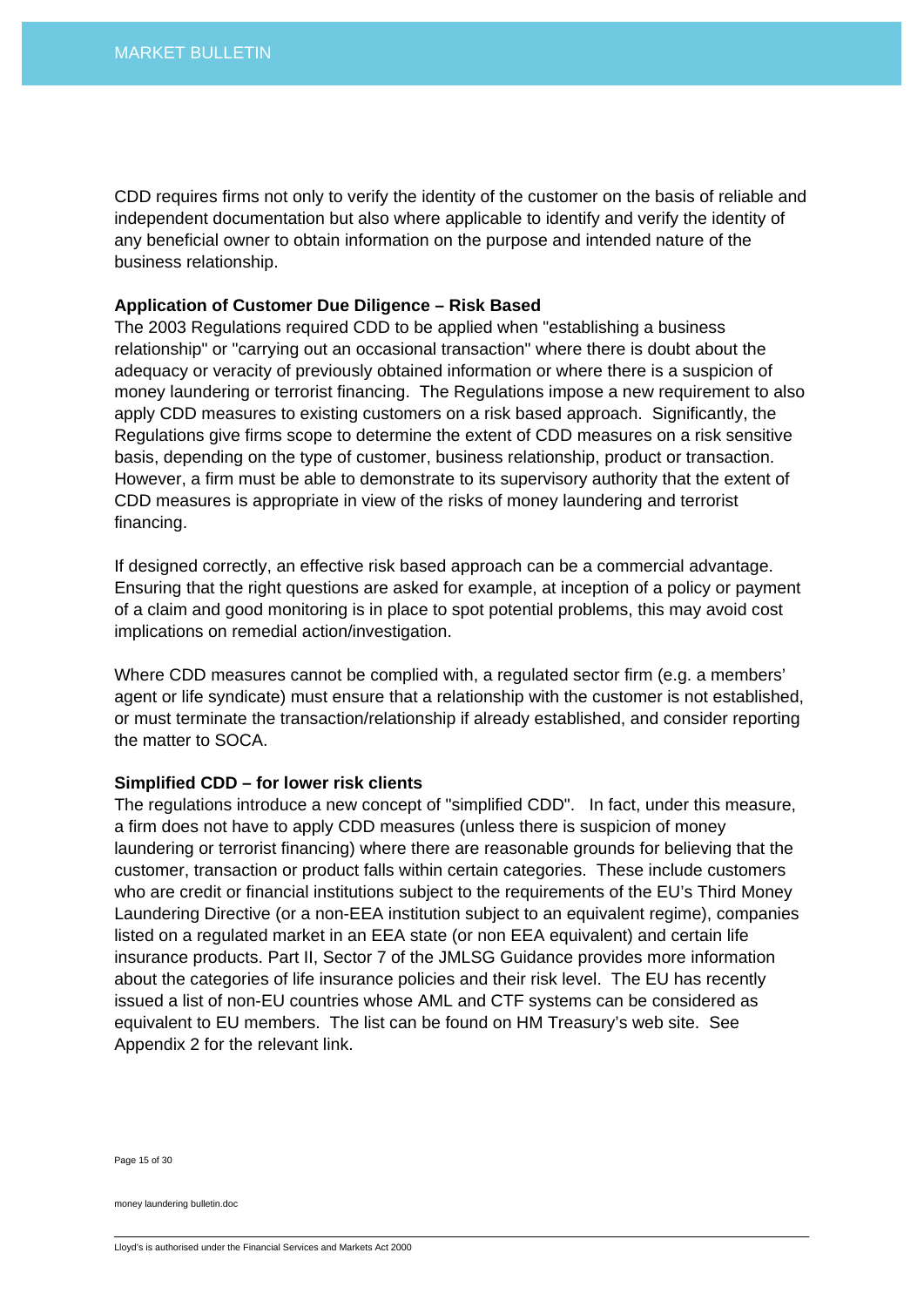CDD requires firms not only to verify the identity of the customer on the basis of reliable and independent documentation but also where applicable to identify and verify the identity of any beneficial owner to obtain information on the purpose and intended nature of the business relationship.

**Application of Customer Due Diligence – Risk Based**

The 2003 Regulations required CDD to be applied when "establishing a business relationship" or "carrying out an occasional transaction" where there is doubt about the adequacy or veracity of previously obtained information or where there is a suspicion of money laundering or terrorist financing. The Regulations impose a new requirement to also apply CDD measures to existing customers on a risk based approach. Significantly, the Regulations give firms scope to determine the extent of CDD measures on a risk sensitive basis, depending on the type of customer, business relationship, product or transaction. However, a firm must be able to demonstrate to its supervisory authority that the extent of CDD measures is appropriate in view of the risks of money laundering and terrorist financing.

If designed correctly, an effective risk based approach can be a commercial advantage. Ensuring that the right questions are asked for example, at inception of a policy or payment of a claim and good monitoring is in place to spot potential problems, this may avoid cost implications on remedial action/investigation.

Where CDD measures cannot be complied with, a regulated sector firm (e.g. a members' agent or life syndicate) must ensure that a relationship with the customer is not established, or must terminate the transaction/relationship if already established, and consider reporting the matter to SOCA.

**Simplified CDD – for lower risk clients**

The regulations introduce a new concept of "simplified CDD". In fact, under this measure, a firm does not have to apply CDD measures (unless there is suspicion of money laundering or terrorist financing) where there are reasonable grounds for believing that the customer, transaction or product falls within certain categories. These include customers who are credit or financial institutions subject to the requirements of the EU's Third Money Laundering Directive (or a non-EEA institution subject to an equivalent regime), companies listed on a regulated market in an EEA state (or non EEA equivalent) and certain life insurance products. Part II, Sector 7 of the JMLSG Guidance provides more information about the categories of life insurance policies and their risk level. The EU has recently issued a list of non-EU countries whose AML and CTF systems can be considered as equivalent to EU members. The list can be found on HM Treasury's web site. See Appendix 2 for the relevant link.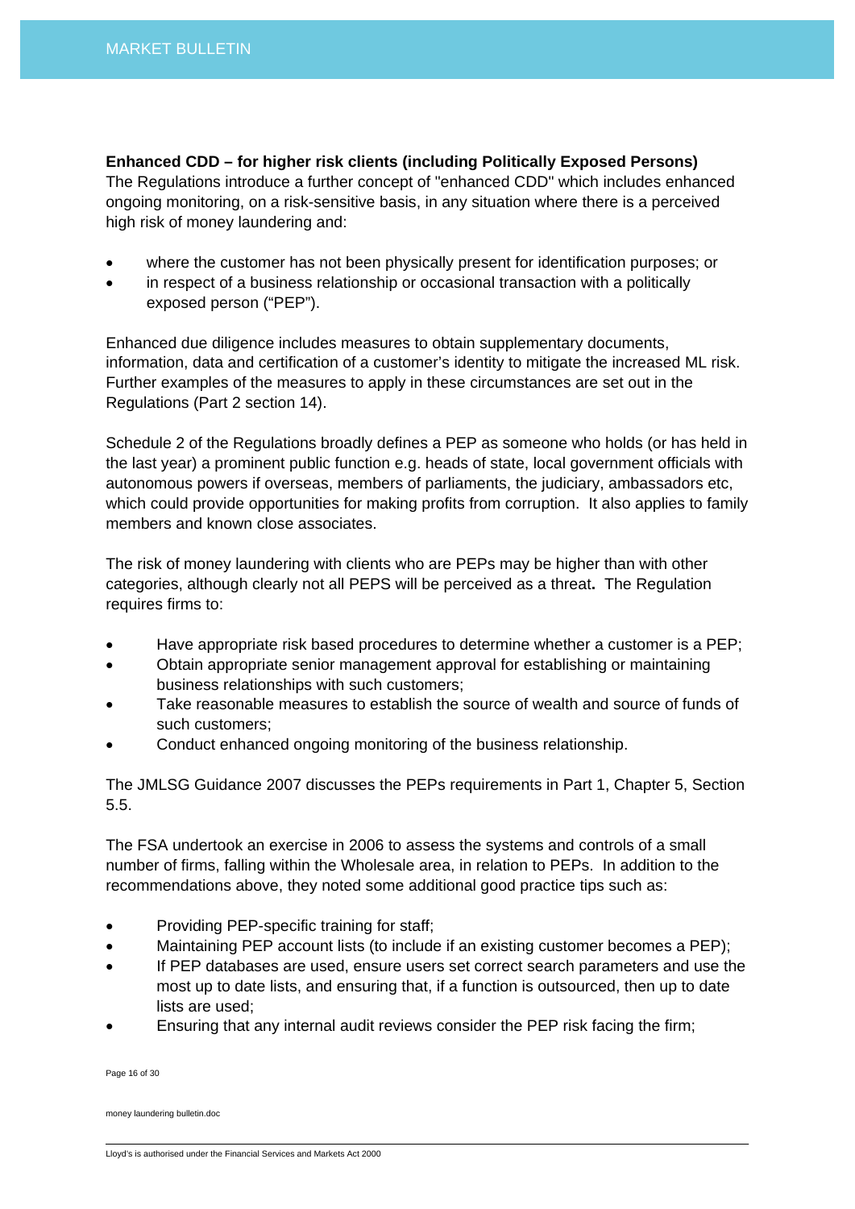**Enhanced CDD – for higher risk clients (including Politically Exposed Persons)**
The Regulations introduce a further concept of "enhanced CDD" which includes enhanced ongoing monitoring, on a risk-sensitive basis, in any situation where there is a perceived high risk of money laundering and:

- where the customer has not been physically present for identification purposes; or
- in respect of a business relationship or occasional transaction with a politically exposed person ("PEP").

Enhanced due diligence includes measures to obtain supplementary documents, information, data and certification of a customer's identity to mitigate the increased ML risk. Further examples of the measures to apply in these circumstances are set out in the Regulations (Part 2 section 14).

Schedule 2 of the Regulations broadly defines a PEP as someone who holds (or has held in the last year) a prominent public function e.g. heads of state, local government officials with autonomous powers if overseas, members of parliaments, the judiciary, ambassadors etc, which could provide opportunities for making profits from corruption. It also applies to family members and known close associates.

The risk of money laundering with clients who are PEPs may be higher than with other categories, although clearly not all PEPS will be perceived as a threat**.** The Regulation requires firms to:

- Have appropriate risk based procedures to determine whether a customer is a PEP;
- Obtain appropriate senior management approval for establishing or maintaining business relationships with such customers;
- Take reasonable measures to establish the source of wealth and source of funds of such customers;
- Conduct enhanced ongoing monitoring of the business relationship.

The JMLSG Guidance 2007 discusses the PEPs requirements in Part 1, Chapter 5, Section 5.5.

The FSA undertook an exercise in 2006 to assess the systems and controls of a small number of firms, falling within the Wholesale area, in relation to PEPs. In addition to the recommendations above, they noted some additional good practice tips such as:

- Providing PEP-specific training for staff;
- Maintaining PEP account lists (to include if an existing customer becomes a PEP);
- If PEP databases are used, ensure users set correct search parameters and use the most up to date lists, and ensuring that, if a function is outsourced, then up to date lists are used;
- Ensuring that any internal audit reviews consider the PEP risk facing the firm;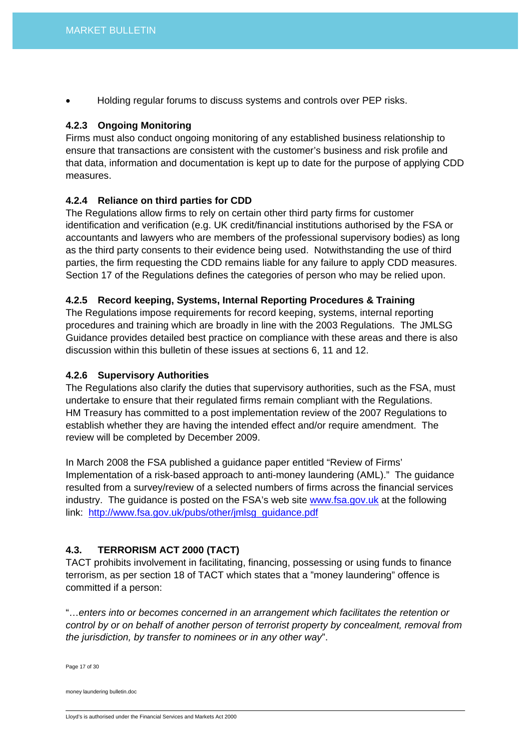- Holding regular forums to discuss systems and controls over PEP risks.

#### 4.2.3 Ongoing Monitoring

Firms must also conduct ongoing monitoring of any established business relationship to ensure that transactions are consistent with the customer's business and risk profile and that data, information and documentation is kept up to date for the purpose of applying CDD measures.

#### 4.2.4 Reliance on third parties for CDD

The Regulations allow firms to rely on certain other third party firms for customer identification and verification (e.g. UK credit/financial institutions authorised by the FSA or accountants and lawyers who are members of the professional supervisory bodies) as long as the third party consents to their evidence being used. Notwithstanding the use of third parties, the firm requesting the CDD remains liable for any failure to apply CDD measures. Section 17 of the Regulations defines the categories of person who may be relied upon.

#### 4.2.5 Record keeping, Systems, Internal Reporting Procedures & Training

The Regulations impose requirements for record keeping, systems, internal reporting procedures and training which are broadly in line with the 2003 Regulations. The JMLSG Guidance provides detailed best practice on compliance with these areas and there is also discussion within this bulletin of these issues at sections 6, 11 and 12.

#### 4.2.6 Supervisory Authorities

The Regulations also clarify the duties that supervisory authorities, such as the FSA, must undertake to ensure that their regulated firms remain compliant with the Regulations. HM Treasury has committed to a post implementation review of the 2007 Regulations to establish whether they are having the intended effect and/or require amendment. The review will be completed by December 2009.

In March 2008 the FSA published a guidance paper entitled "Review of Firms' Implementation of a risk-based approach to anti-money laundering (AML)." The guidance resulted from a survey/review of a selected numbers of firms across the financial services industry. The guidance is posted on the FSA's web site [www.fsa.gov.uk](http://www.fsa.gov.uk) at the following link: [http://www.fsa.gov.uk/pubs/other/jmlsg_guidance.pdf](http://www.fsa.gov.uk/pubs/other/jmlsg_guidance.pdf)

### 4.3. TERRORISM ACT 2000 (TACT)

TACT prohibits involvement in facilitating, financing, possessing or using funds to finance terrorism, as per section 18 of TACT which states that a "money laundering" offence is committed if a person:

"…*enters into or becomes concerned in an arrangement which facilitates the retention or control by or on behalf of another person of terrorist property by concealment, removal from the jurisdiction, by transfer to nominees or in any other way*".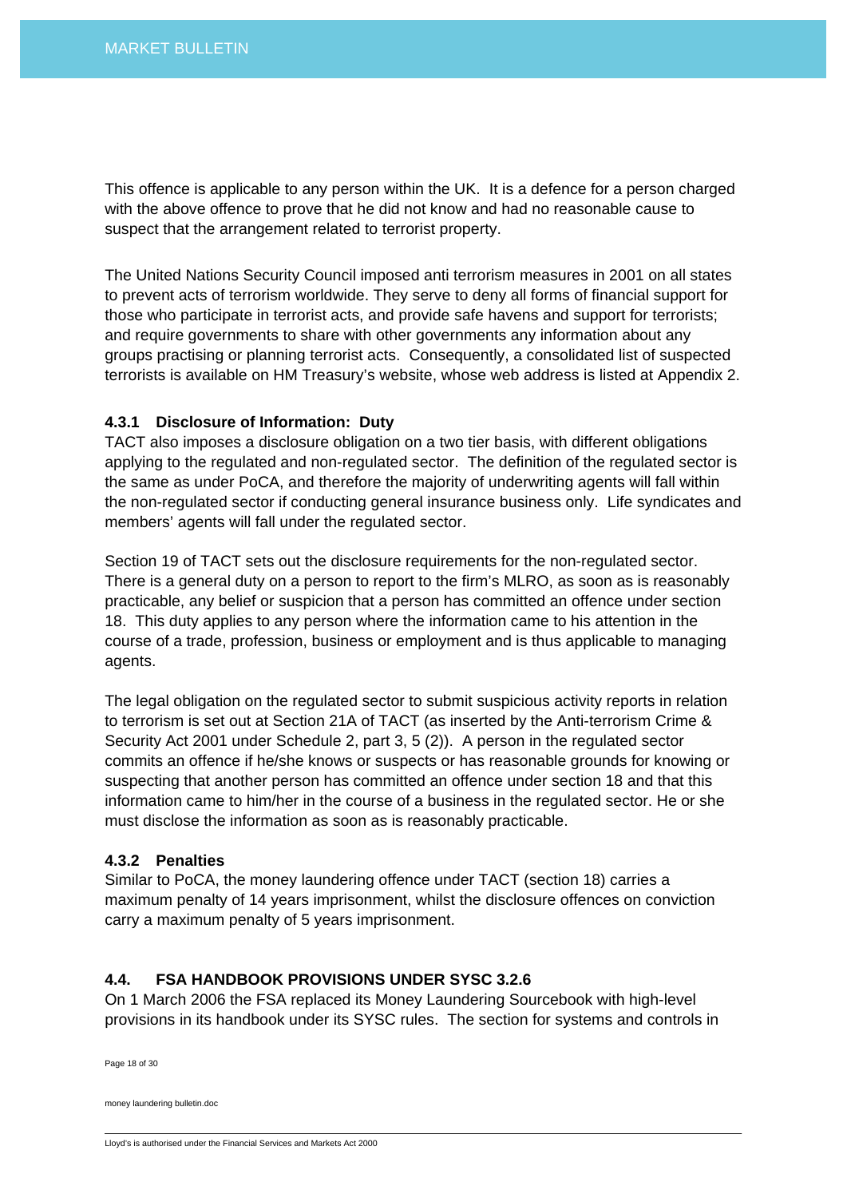This offence is applicable to any person within the UK. It is a defence for a person charged with the above offence to prove that he did not know and had no reasonable cause to suspect that the arrangement related to terrorist property.

The United Nations Security Council imposed anti terrorism measures in 2001 on all states to prevent acts of terrorism worldwide. They serve to deny all forms of financial support for those who participate in terrorist acts, and provide safe havens and support for terrorists; and require governments to share with other governments any information about any groups practising or planning terrorist acts. Consequently, a consolidated list of suspected terrorists is available on HM Treasury's website, whose web address is listed at Appendix 2.

### 4.3.1 Disclosure of Information: Duty

TACT also imposes a disclosure obligation on a two tier basis, with different obligations applying to the regulated and non-regulated sector. The definition of the regulated sector is the same as under PoCA, and therefore the majority of underwriting agents will fall within the non-regulated sector if conducting general insurance business only. Life syndicates and members' agents will fall under the regulated sector.

Section 19 of TACT sets out the disclosure requirements for the non-regulated sector. There is a general duty on a person to report to the firm's MLRO, as soon as is reasonably practicable, any belief or suspicion that a person has committed an offence under section 18. This duty applies to any person where the information came to his attention in the course of a trade, profession, business or employment and is thus applicable to managing agents.

The legal obligation on the regulated sector to submit suspicious activity reports in relation to terrorism is set out at Section 21A of TACT (as inserted by the Anti-terrorism Crime & Security Act 2001 under Schedule 2, part 3, 5 (2)). A person in the regulated sector commits an offence if he/she knows or suspects or has reasonable grounds for knowing or suspecting that another person has committed an offence under section 18 and that this information came to him/her in the course of a business in the regulated sector. He or she must disclose the information as soon as is reasonably practicable.

### 4.3.2 Penalties

Similar to PoCA, the money laundering offence under TACT (section 18) carries a maximum penalty of 14 years imprisonment, whilst the disclosure offences on conviction carry a maximum penalty of 5 years imprisonment.

## 4.4. FSA HANDBOOK PROVISIONS UNDER SYSC 3.2.6

On 1 March 2006 the FSA replaced its Money Laundering Sourcebook with high-level provisions in its handbook under its SYSC rules. The section for systems and controls in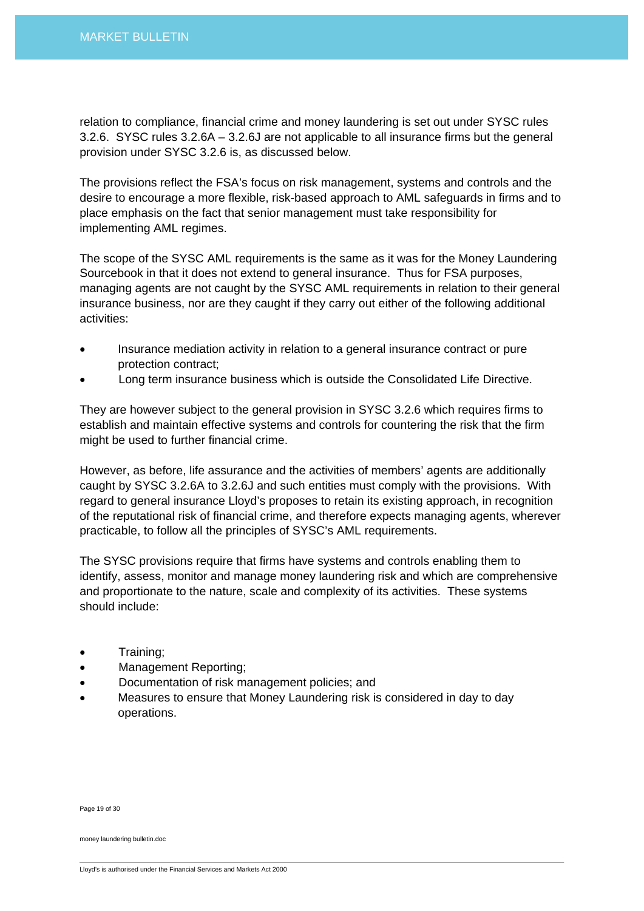relation to compliance, financial crime and money laundering is set out under SYSC rules 3.2.6. SYSC rules 3.2.6A – 3.2.6J are not applicable to all insurance firms but the general provision under SYSC 3.2.6 is, as discussed below.

The provisions reflect the FSA's focus on risk management, systems and controls and the desire to encourage a more flexible, risk-based approach to AML safeguards in firms and to place emphasis on the fact that senior management must take responsibility for implementing AML regimes.

The scope of the SYSC AML requirements is the same as it was for the Money Laundering Sourcebook in that it does not extend to general insurance. Thus for FSA purposes, managing agents are not caught by the SYSC AML requirements in relation to their general insurance business, nor are they caught if they carry out either of the following additional activities:

- Insurance mediation activity in relation to a general insurance contract or pure protection contract;
- Long term insurance business which is outside the Consolidated Life Directive.

They are however subject to the general provision in SYSC 3.2.6 which requires firms to establish and maintain effective systems and controls for countering the risk that the firm might be used to further financial crime.

However, as before, life assurance and the activities of members' agents are additionally caught by SYSC 3.2.6A to 3.2.6J and such entities must comply with the provisions. With regard to general insurance Lloyd's proposes to retain its existing approach, in recognition of the reputational risk of financial crime, and therefore expects managing agents, wherever practicable, to follow all the principles of SYSC's AML requirements.

The SYSC provisions require that firms have systems and controls enabling them to identify, assess, monitor and manage money laundering risk and which are comprehensive and proportionate to the nature, scale and complexity of its activities. These systems should include:

- Training;
- Management Reporting;
- Documentation of risk management policies; and
- Measures to ensure that Money Laundering risk is considered in day to day operations.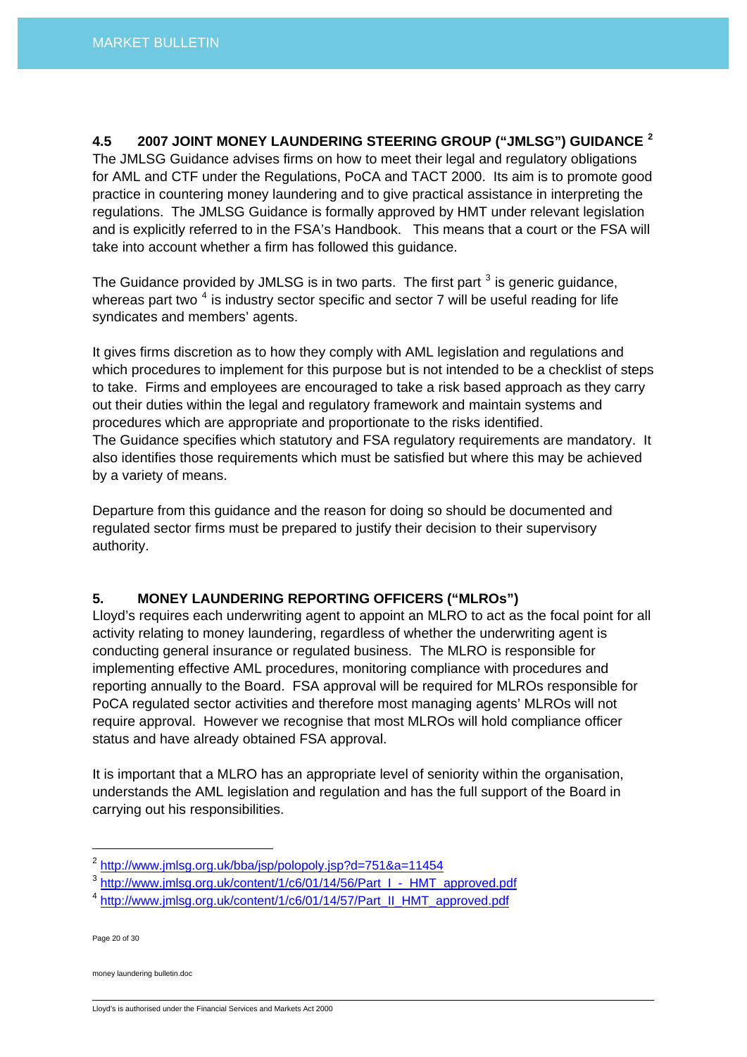## 4.5 2007 JOINT MONEY LAUNDERING STEERING GROUP ("JMLSG") GUIDANCE [2]

The JMLSG Guidance advises firms on how to meet their legal and regulatory obligations for AML and CTF under the Regulations, PoCA and TACT 2000. Its aim is to promote good practice in countering money laundering and to give practical assistance in interpreting the regulations. The JMLSG Guidance is formally approved by HMT under relevant legislation and is explicitly referred to in the FSA's Handbook. This means that a court or the FSA will take into account whether a firm has followed this guidance.

The Guidance provided by JMLSG is in two parts. The first part [3] is generic guidance, whereas part two [4] is industry sector specific and sector 7 will be useful reading for life syndicates and members' agents.

It gives firms discretion as to how they comply with AML legislation and regulations and which procedures to implement for this purpose but is not intended to be a checklist of steps to take. Firms and employees are encouraged to take a risk based approach as they carry out their duties within the legal and regulatory framework and maintain systems and procedures which are appropriate and proportionate to the risks identified.
The Guidance specifies which statutory and FSA regulatory requirements are mandatory. It also identifies those requirements which must be satisfied but where this may be achieved by a variety of means.

Departure from this guidance and the reason for doing so should be documented and regulated sector firms must be prepared to justify their decision to their supervisory authority.

## 5. MONEY LAUNDERING REPORTING OFFICERS ("MLROs")

Lloyd's requires each underwriting agent to appoint an MLRO to act as the focal point for all activity relating to money laundering, regardless of whether the underwriting agent is conducting general insurance or regulated business. The MLRO is responsible for implementing effective AML procedures, monitoring compliance with procedures and reporting annually to the Board. FSA approval will be required for MLROs responsible for PoCA regulated sector activities and therefore most managing agents' MLROs will not require approval. However we recognise that most MLROs will hold compliance officer status and have already obtained FSA approval.

It is important that a MLRO has an appropriate level of seniority within the organisation, understands the AML legislation and regulation and has the full support of the Board in carrying out his responsibilities.

---

[2] http://www.jmlsg.org.uk/bba/jsp/polopoly.jsp?d=751&a=11454

[3] http://www.jmlsg.org.uk/content/1/c6/01/14/56/Part_I_-_HMT_approved.pdf

[4] http://www.jmlsg.org.uk/content/1/c6/01/14/57/Part_II_HMT_approved.pdf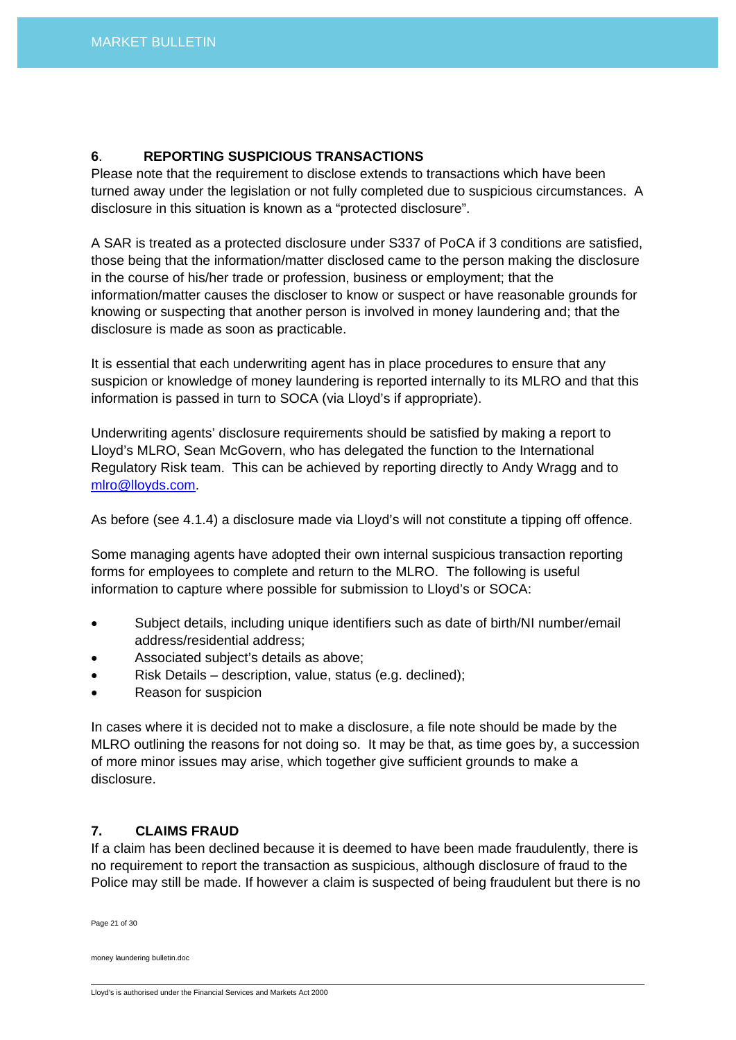## 6. REPORTING SUSPICIOUS TRANSACTIONS

Please note that the requirement to disclose extends to transactions which have been turned away under the legislation or not fully completed due to suspicious circumstances. A disclosure in this situation is known as a "protected disclosure".

A SAR is treated as a protected disclosure under S337 of PoCA if 3 conditions are satisfied, those being that the information/matter disclosed came to the person making the disclosure in the course of his/her trade or profession, business or employment; that the information/matter causes the discloser to know or suspect or have reasonable grounds for knowing or suspecting that another person is involved in money laundering and; that the disclosure is made as soon as practicable.

It is essential that each underwriting agent has in place procedures to ensure that any suspicion or knowledge of money laundering is reported internally to its MLRO and that this information is passed in turn to SOCA (via Lloyd's if appropriate).

Underwriting agents' disclosure requirements should be satisfied by making a report to Lloyd's MLRO, Sean McGovern, who has delegated the function to the International Regulatory Risk team. This can be achieved by reporting directly to Andy Wragg and to mlro@lloyds.com.

As before (see 4.1.4) a disclosure made via Lloyd's will not constitute a tipping off offence.

Some managing agents have adopted their own internal suspicious transaction reporting forms for employees to complete and return to the MLRO. The following is useful information to capture where possible for submission to Lloyd's or SOCA:

- Subject details, including unique identifiers such as date of birth/NI number/email address/residential address;
- Associated subject's details as above;
- Risk Details – description, value, status (e.g. declined);
- Reason for suspicion

In cases where it is decided not to make a disclosure, a file note should be made by the MLRO outlining the reasons for not doing so. It may be that, as time goes by, a succession of more minor issues may arise, which together give sufficient grounds to make a disclosure.

## 7. CLAIMS FRAUD

If a claim has been declined because it is deemed to have been made fraudulently, there is no requirement to report the transaction as suspicious, although disclosure of fraud to the Police may still be made. If however a claim is suspected of being fraudulent but there is no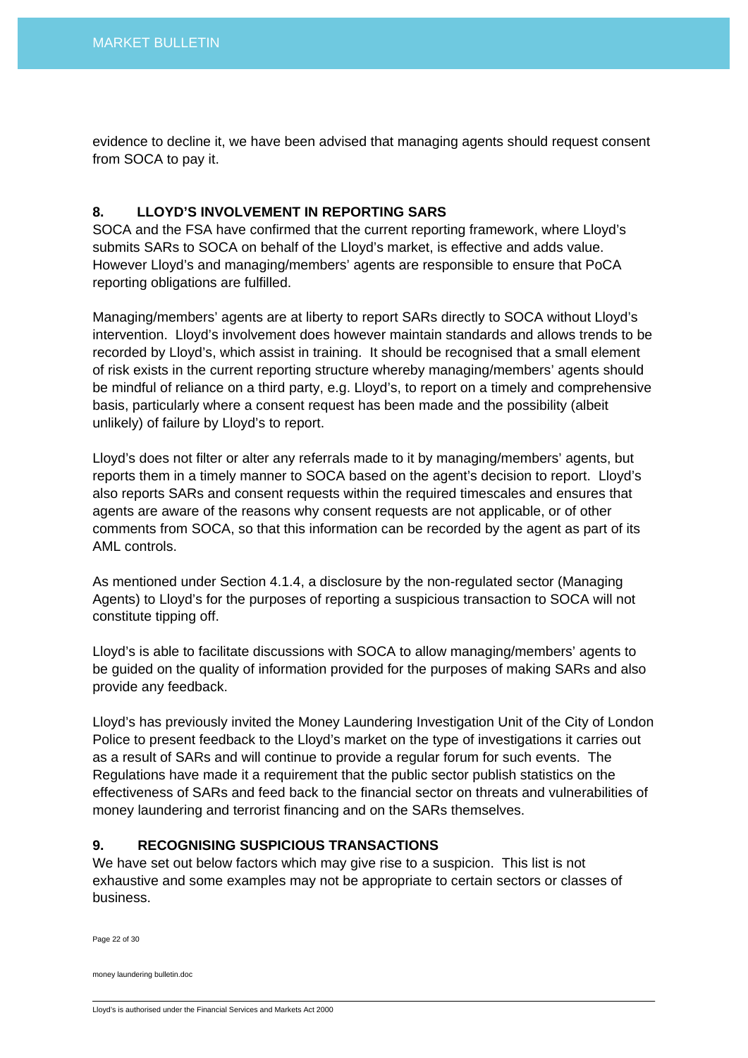evidence to decline it, we have been advised that managing agents should request consent from SOCA to pay it.

## 8. LLOYD'S INVOLVEMENT IN REPORTING SARS

SOCA and the FSA have confirmed that the current reporting framework, where Lloyd's submits SARs to SOCA on behalf of the Lloyd's market, is effective and adds value. However Lloyd's and managing/members' agents are responsible to ensure that PoCA reporting obligations are fulfilled.

Managing/members' agents are at liberty to report SARs directly to SOCA without Lloyd's intervention. Lloyd's involvement does however maintain standards and allows trends to be recorded by Lloyd's, which assist in training. It should be recognised that a small element of risk exists in the current reporting structure whereby managing/members' agents should be mindful of reliance on a third party, e.g. Lloyd's, to report on a timely and comprehensive basis, particularly where a consent request has been made and the possibility (albeit unlikely) of failure by Lloyd's to report.

Lloyd's does not filter or alter any referrals made to it by managing/members' agents, but reports them in a timely manner to SOCA based on the agent's decision to report. Lloyd's also reports SARs and consent requests within the required timescales and ensures that agents are aware of the reasons why consent requests are not applicable, or of other comments from SOCA, so that this information can be recorded by the agent as part of its AML controls.

As mentioned under Section 4.1.4, a disclosure by the non-regulated sector (Managing Agents) to Lloyd's for the purposes of reporting a suspicious transaction to SOCA will not constitute tipping off.

Lloyd's is able to facilitate discussions with SOCA to allow managing/members' agents to be guided on the quality of information provided for the purposes of making SARs and also provide any feedback.

Lloyd's has previously invited the Money Laundering Investigation Unit of the City of London Police to present feedback to the Lloyd's market on the type of investigations it carries out as a result of SARs and will continue to provide a regular forum for such events. The Regulations have made it a requirement that the public sector publish statistics on the effectiveness of SARs and feed back to the financial sector on threats and vulnerabilities of money laundering and terrorist financing and on the SARs themselves.

## 9. RECOGNISING SUSPICIOUS TRANSACTIONS

We have set out below factors which may give rise to a suspicion. This list is not exhaustive and some examples may not be appropriate to certain sectors or classes of business.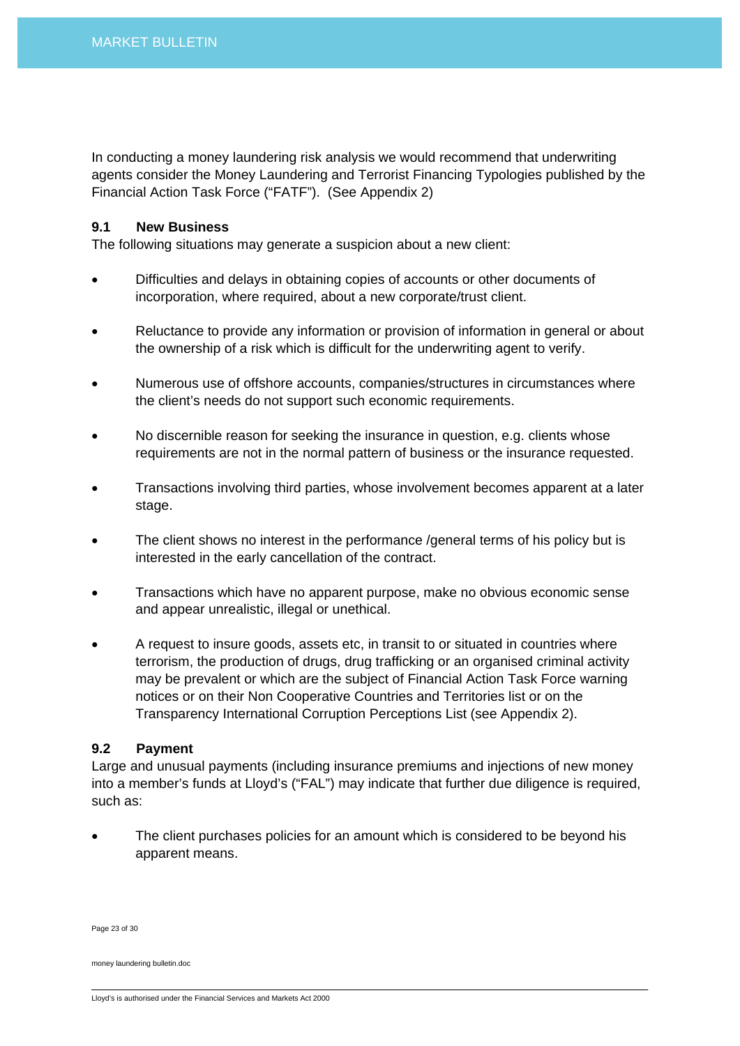In conducting a money laundering risk analysis we would recommend that underwriting agents consider the Money Laundering and Terrorist Financing Typologies published by the Financial Action Task Force ("FATF"). (See Appendix 2)

### 9.1 New Business

The following situations may generate a suspicion about a new client:

- Difficulties and delays in obtaining copies of accounts or other documents of incorporation, where required, about a new corporate/trust client.
- Reluctance to provide any information or provision of information in general or about the ownership of a risk which is difficult for the underwriting agent to verify.
- Numerous use of offshore accounts, companies/structures in circumstances where the client's needs do not support such economic requirements.
- No discernible reason for seeking the insurance in question, e.g. clients whose requirements are not in the normal pattern of business or the insurance requested.
- Transactions involving third parties, whose involvement becomes apparent at a later stage.
- The client shows no interest in the performance /general terms of his policy but is interested in the early cancellation of the contract.
- Transactions which have no apparent purpose, make no obvious economic sense and appear unrealistic, illegal or unethical.
- A request to insure goods, assets etc, in transit to or situated in countries where terrorism, the production of drugs, drug trafficking or an organised criminal activity may be prevalent or which are the subject of Financial Action Task Force warning notices or on their Non Cooperative Countries and Territories list or on the Transparency International Corruption Perceptions List (see Appendix 2).

### 9.2 Payment

Large and unusual payments (including insurance premiums and injections of new money into a member's funds at Lloyd's ("FAL") may indicate that further due diligence is required, such as:

- The client purchases policies for an amount which is considered to be beyond his apparent means.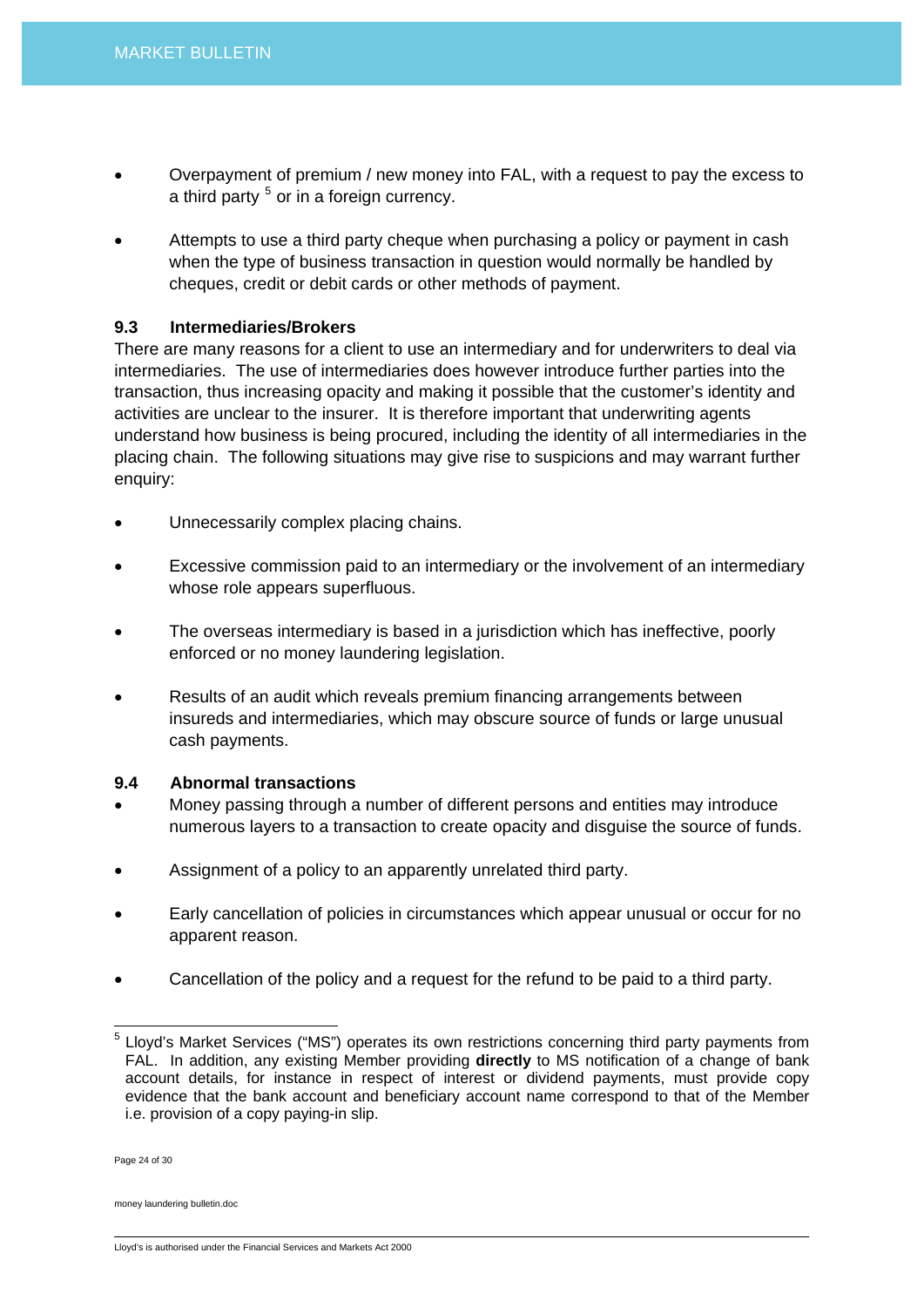- Overpayment of premium / new money into FAL, with a request to pay the excess to a third party [5] or in a foreign currency.

- Attempts to use a third party cheque when purchasing a policy or payment in cash when the type of business transaction in question would normally be handled by cheques, credit or debit cards or other methods of payment.

### 9.3 Intermediaries/Brokers

There are many reasons for a client to use an intermediary and for underwriters to deal via intermediaries. The use of intermediaries does however introduce further parties into the transaction, thus increasing opacity and making it possible that the customer's identity and activities are unclear to the insurer. It is therefore important that underwriting agents understand how business is being procured, including the identity of all intermediaries in the placing chain. The following situations may give rise to suspicions and may warrant further enquiry:

- Unnecessarily complex placing chains.

- Excessive commission paid to an intermediary or the involvement of an intermediary whose role appears superfluous.

- The overseas intermediary is based in a jurisdiction which has ineffective, poorly enforced or no money laundering legislation.

- Results of an audit which reveals premium financing arrangements between insureds and intermediaries, which may obscure source of funds or large unusual cash payments.

### 9.4 Abnormal transactions

- Money passing through a number of different persons and entities may introduce numerous layers to a transaction to create opacity and disguise the source of funds.

- Assignment of a policy to an apparently unrelated third party.

- Early cancellation of policies in circumstances which appear unusual or occur for no apparent reason.

- Cancellation of the policy and a request for the refund to be paid to a third party.

---

[5] Lloyd's Market Services ("MS") operates its own restrictions concerning third party payments from FAL. In addition, any existing Member providing **directly** to MS notification of a change of bank account details, for instance in respect of interest or dividend payments, must provide copy evidence that the bank account and beneficiary account name correspond to that of the Member i.e. provision of a copy paying-in slip.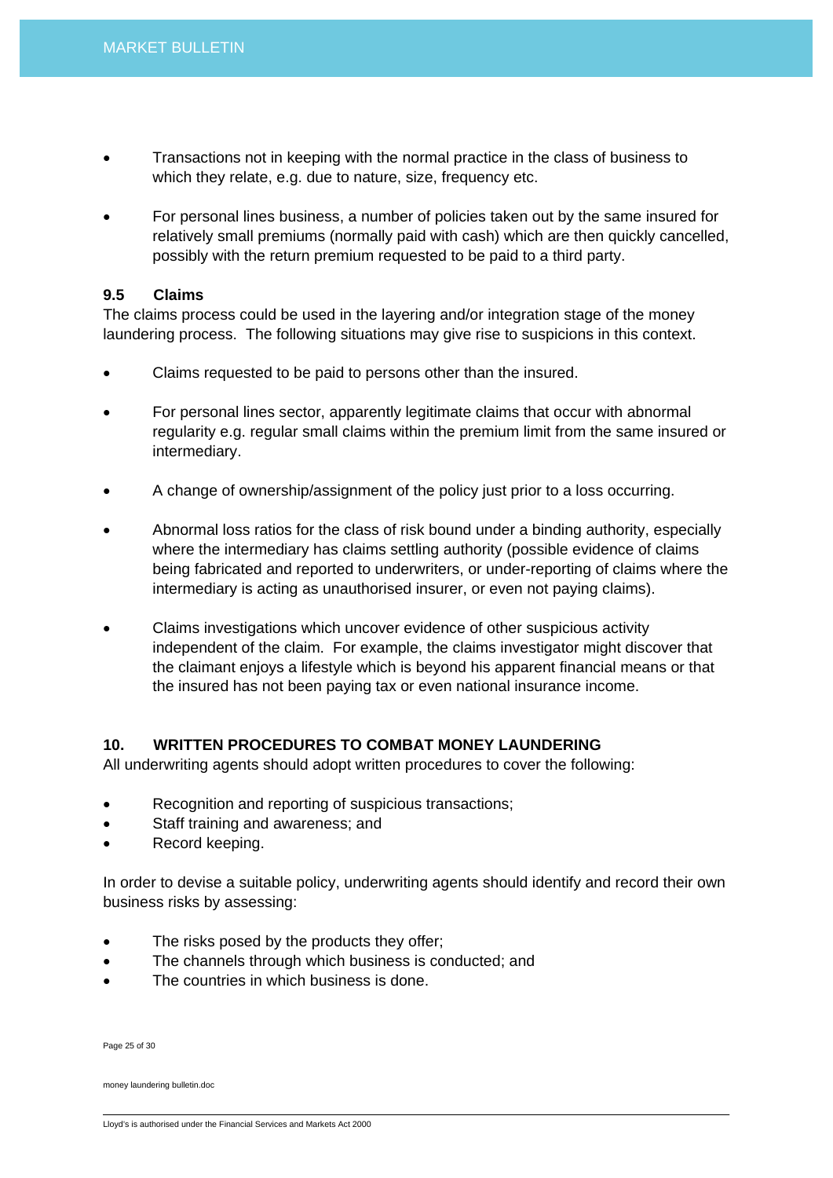- Transactions not in keeping with the normal practice in the class of business to which they relate, e.g. due to nature, size, frequency etc.
- For personal lines business, a number of policies taken out by the same insured for relatively small premiums (normally paid with cash) which are then quickly cancelled, possibly with the return premium requested to be paid to a third party.

### 9.5 Claims

The claims process could be used in the layering and/or integration stage of the money laundering process. The following situations may give rise to suspicions in this context.

- Claims requested to be paid to persons other than the insured.
- For personal lines sector, apparently legitimate claims that occur with abnormal regularity e.g. regular small claims within the premium limit from the same insured or intermediary.
- A change of ownership/assignment of the policy just prior to a loss occurring.
- Abnormal loss ratios for the class of risk bound under a binding authority, especially where the intermediary has claims settling authority (possible evidence of claims being fabricated and reported to underwriters, or under-reporting of claims where the intermediary is acting as unauthorised insurer, or even not paying claims).
- Claims investigations which uncover evidence of other suspicious activity independent of the claim. For example, the claims investigator might discover that the claimant enjoys a lifestyle which is beyond his apparent financial means or that the insured has not been paying tax or even national insurance income.

## 10. WRITTEN PROCEDURES TO COMBAT MONEY LAUNDERING

All underwriting agents should adopt written procedures to cover the following:

- Recognition and reporting of suspicious transactions;
- Staff training and awareness; and
- Record keeping.

In order to devise a suitable policy, underwriting agents should identify and record their own business risks by assessing:

- The risks posed by the products they offer;
- The channels through which business is conducted; and
- The countries in which business is done.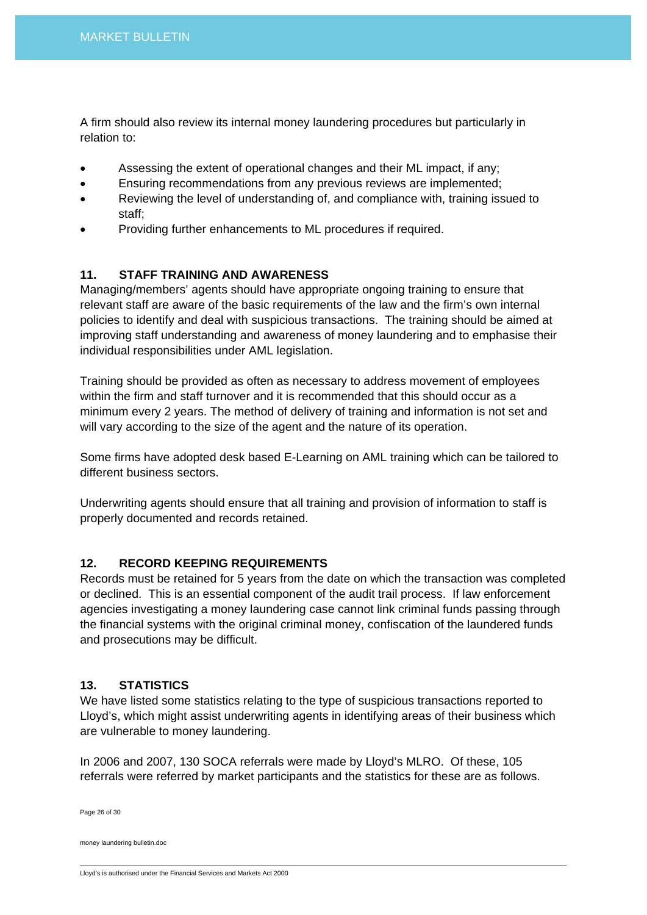A firm should also review its internal money laundering procedures but particularly in relation to:

- Assessing the extent of operational changes and their ML impact, if any;
- Ensuring recommendations from any previous reviews are implemented;
- Reviewing the level of understanding of, and compliance with, training issued to staff;
- Providing further enhancements to ML procedures if required.

## 11. STAFF TRAINING AND AWARENESS

Managing/members' agents should have appropriate ongoing training to ensure that relevant staff are aware of the basic requirements of the law and the firm's own internal policies to identify and deal with suspicious transactions. The training should be aimed at improving staff understanding and awareness of money laundering and to emphasise their individual responsibilities under AML legislation.

Training should be provided as often as necessary to address movement of employees within the firm and staff turnover and it is recommended that this should occur as a minimum every 2 years. The method of delivery of training and information is not set and will vary according to the size of the agent and the nature of its operation.

Some firms have adopted desk based E-Learning on AML training which can be tailored to different business sectors.

Underwriting agents should ensure that all training and provision of information to staff is properly documented and records retained.

## 12. RECORD KEEPING REQUIREMENTS

Records must be retained for 5 years from the date on which the transaction was completed or declined. This is an essential component of the audit trail process. If law enforcement agencies investigating a money laundering case cannot link criminal funds passing through the financial systems with the original criminal money, confiscation of the laundered funds and prosecutions may be difficult.

## 13. STATISTICS

We have listed some statistics relating to the type of suspicious transactions reported to Lloyd's, which might assist underwriting agents in identifying areas of their business which are vulnerable to money laundering.

In 2006 and 2007, 130 SOCA referrals were made by Lloyd's MLRO. Of these, 105 referrals were referred by market participants and the statistics for these are as follows.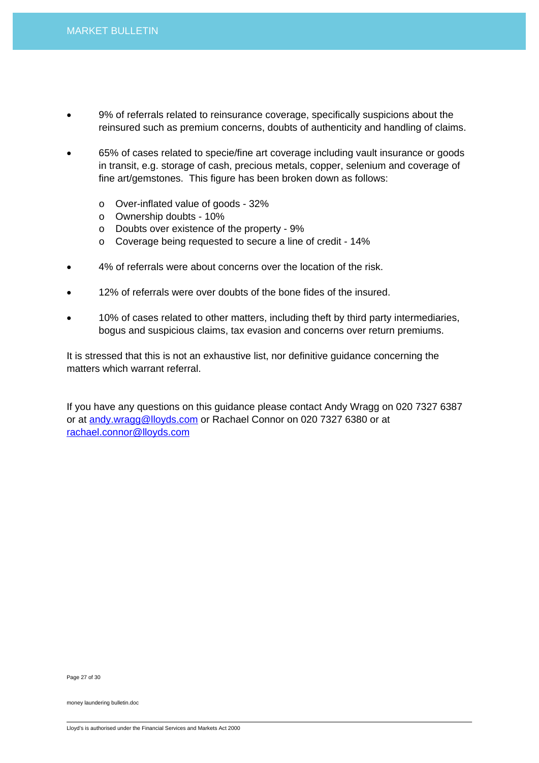- 9% of referrals related to reinsurance coverage, specifically suspicions about the reinsured such as premium concerns, doubts of authenticity and handling of claims.

- 65% of cases related to specie/fine art coverage including vault insurance or goods in transit, e.g. storage of cash, precious metals, copper, selenium and coverage of fine art/gemstones. This figure has been broken down as follows:

  - Over-inflated value of goods - 32%
  - Ownership doubts - 10%
  - Doubts over existence of the property - 9%
  - Coverage being requested to secure a line of credit - 14%

- 4% of referrals were about concerns over the location of the risk.

- 12% of referrals were over doubts of the bone fides of the insured.

- 10% of cases related to other matters, including theft by third party intermediaries, bogus and suspicious claims, tax evasion and concerns over return premiums.

It is stressed that this is not an exhaustive list, nor definitive guidance concerning the matters which warrant referral.

If you have any questions on this guidance please contact Andy Wragg on 020 7327 6387 or at andy.wragg@lloyds.com or Rachael Connor on 020 7327 6380 or at rachael.connor@lloyds.com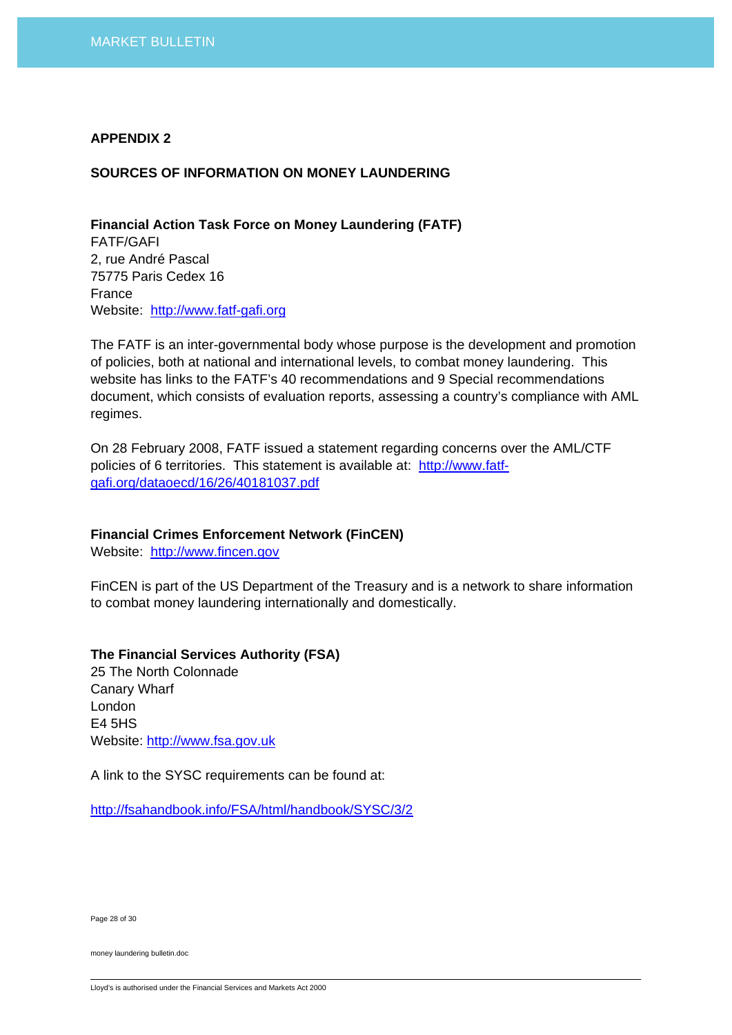## APPENDIX 2

## SOURCES OF INFORMATION ON MONEY LAUNDERING

**Financial Action Task Force on Money Laundering (FATF)**
FATF/GAFI
2, rue André Pascal
75775 Paris Cedex 16
France
Website: http://www.fatf-gafi.org

The FATF is an inter-governmental body whose purpose is the development and promotion of policies, both at national and international levels, to combat money laundering. This website has links to the FATF's 40 recommendations and 9 Special recommendations document, which consists of evaluation reports, assessing a country's compliance with AML regimes.

On 28 February 2008, FATF issued a statement regarding concerns over the AML/CTF policies of 6 territories. This statement is available at: http://www.fatf-gafi.org/dataoecd/16/26/40181037.pdf

**Financial Crimes Enforcement Network (FinCEN)**
Website: http://www.fincen.gov

FinCEN is part of the US Department of the Treasury and is a network to share information to combat money laundering internationally and domestically.

**The Financial Services Authority (FSA)**
25 The North Colonnade
Canary Wharf
London
E4 5HS
Website: http://www.fsa.gov.uk

A link to the SYSC requirements can be found at:

http://fsahandbook.info/FSA/html/handbook/SYSC/3/2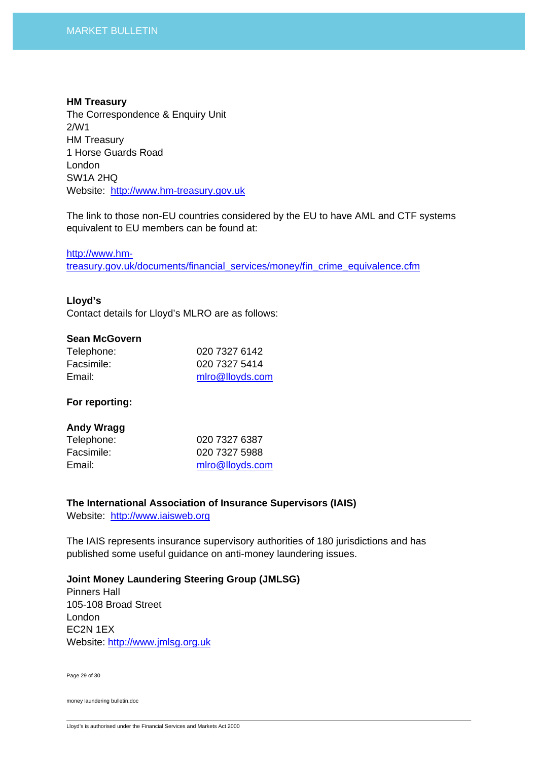**HM Treasury**
The Correspondence & Enquiry Unit
2/W1
HM Treasury
1 Horse Guards Road
London
SW1A 2HQ
Website: http://www.hm-treasury.gov.uk

The link to those non-EU countries considered by the EU to have AML and CTF systems equivalent to EU members can be found at:

http://www.hm-treasury.gov.uk/documents/financial_services/money/fin_crime_equivalence.cfm

**Lloyd's**
Contact details for Lloyd's MLRO are as follows:

**Sean McGovern**

| | |
|---|---|
| Telephone: | 020 7327 6142 |
| Facsimile: | 020 7327 5414 |
| Email: | mlro@lloyds.com |

**For reporting:**

**Andy Wragg**

| | |
|---|---|
| Telephone: | 020 7327 6387 |
| Facsimile: | 020 7327 5988 |
| Email: | mlro@lloyds.com |

**The International Association of Insurance Supervisors (IAIS)**
Website: http://www.iaisweb.org

The IAIS represents insurance supervisory authorities of 180 jurisdictions and has published some useful guidance on anti-money laundering issues.

**Joint Money Laundering Steering Group (JMLSG)**
Pinners Hall
105-108 Broad Street
London
EC2N 1EX
Website: http://www.jmlsg.org.uk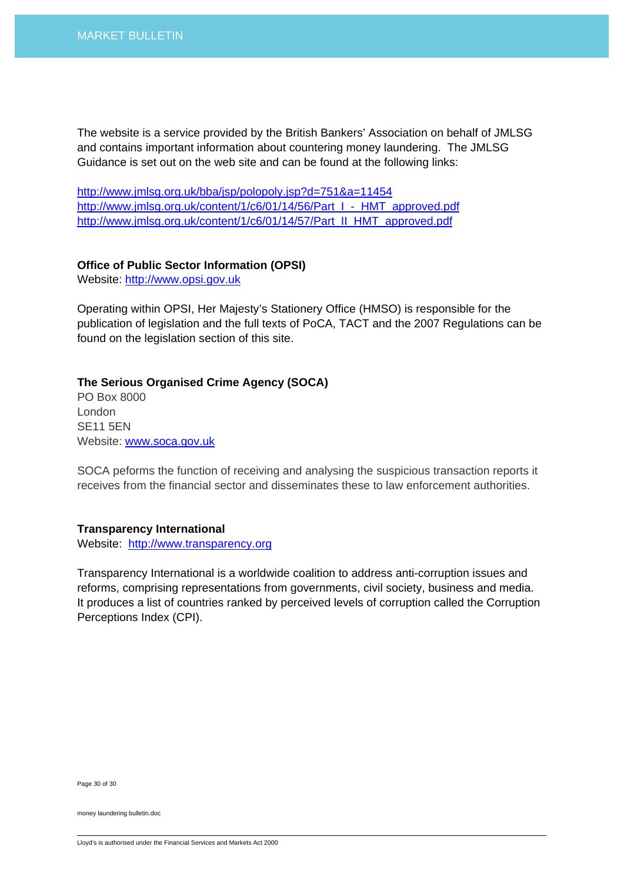The website is a service provided by the British Bankers' Association on behalf of JMLSG and contains important information about countering money laundering. The JMLSG Guidance is set out on the web site and can be found at the following links:

http://www.jmlsg.org.uk/bba/jsp/polopoly.jsp?d=751&a=11454
http://www.jmlsg.org.uk/content/1/c6/01/14/56/Part_I_-_HMT_approved.pdf
http://www.jmlsg.org.uk/content/1/c6/01/14/57/Part_II_HMT_approved.pdf

**Office of Public Sector Information (OPSI)**
Website: http://www.opsi.gov.uk

Operating within OPSI, Her Majesty's Stationery Office (HMSO) is responsible for the publication of legislation and the full texts of PoCA, TACT and the 2007 Regulations can be found on the legislation section of this site.

**The Serious Organised Crime Agency (SOCA)**
PO Box 8000
London
SE11 5EN
Website: www.soca.gov.uk

SOCA peforms the function of receiving and analysing the suspicious transaction reports it receives from the financial sector and disseminates these to law enforcement authorities.

**Transparency International**
Website: http://www.transparency.org

Transparency International is a worldwide coalition to address anti-corruption issues and reforms, comprising representations from governments, civil society, business and media. It produces a list of countries ranked by perceived levels of corruption called the Corruption Perceptions Index (CPI).